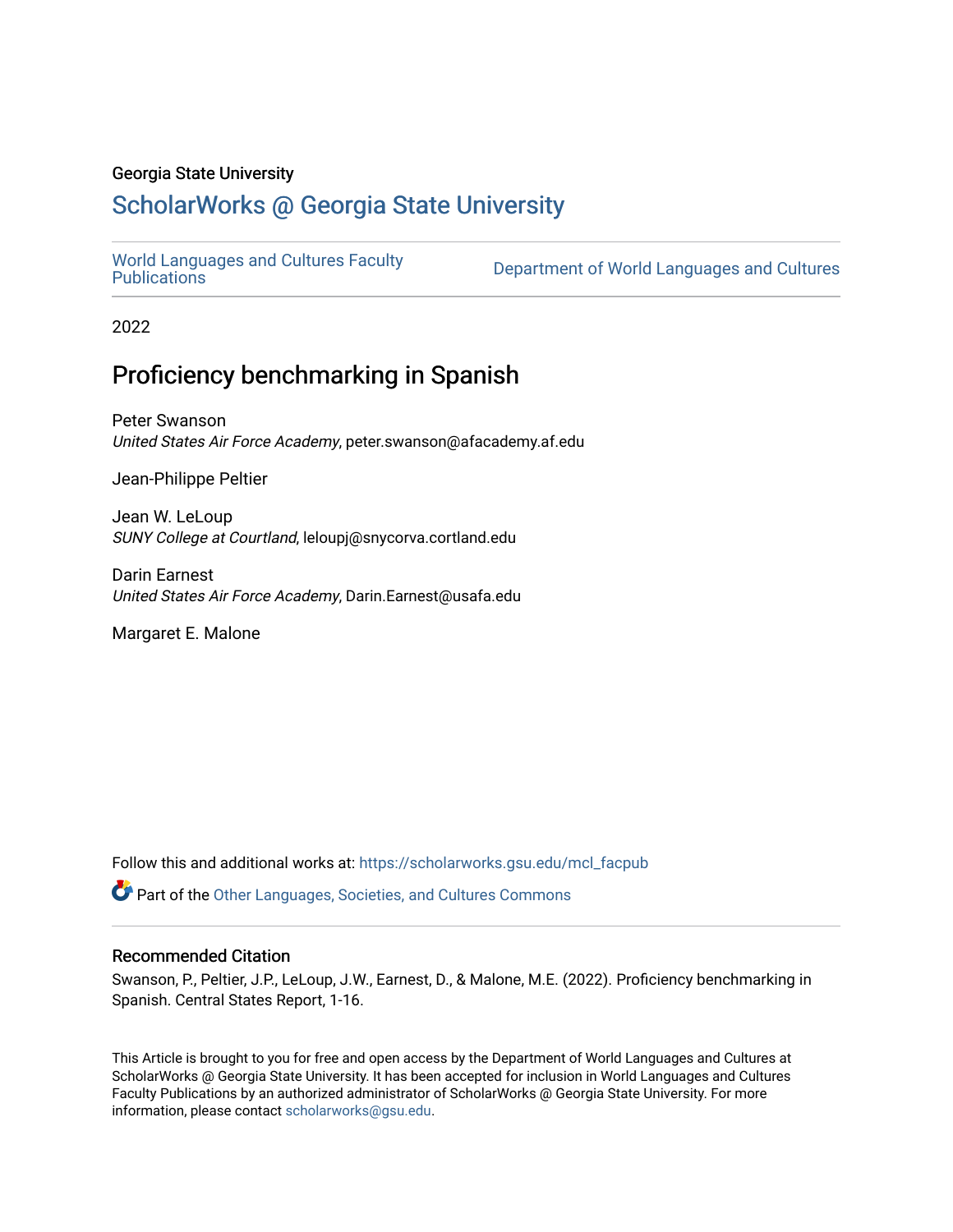Georgia State University

# ScholarWorks @ Georgia State University

World Languages and Cultures Faculty Publications

Department of World Languages and Cultures

2022

## Proficiency benchmarking in Spanish

Peter Swanson
*United States Air Force Academy*, peter.swanson@afacademy.af.edu

Jean-Philippe Peltier

Jean W. LeLoup
*SUNY College at Courtland*, leloupj@snycorva.cortland.edu

Darin Earnest
*United States Air Force Academy*, Darin.Earnest@usafa.edu

Margaret E. Malone

Follow this and additional works at: https://scholarworks.gsu.edu/mcl_facpub

Part of the Other Languages, Societies, and Cultures Commons

### Recommended Citation

Swanson, P., Peltier, J.P., LeLoup, J.W., Earnest, D., & Malone, M.E. (2022). Proficiency benchmarking in Spanish. Central States Report, 1-16.

This Article is brought to you for free and open access by the Department of World Languages and Cultures at ScholarWorks @ Georgia State University. It has been accepted for inclusion in World Languages and Cultures Faculty Publications by an authorized administrator of ScholarWorks @ Georgia State University. For more information, please contact scholarworks@gsu.edu.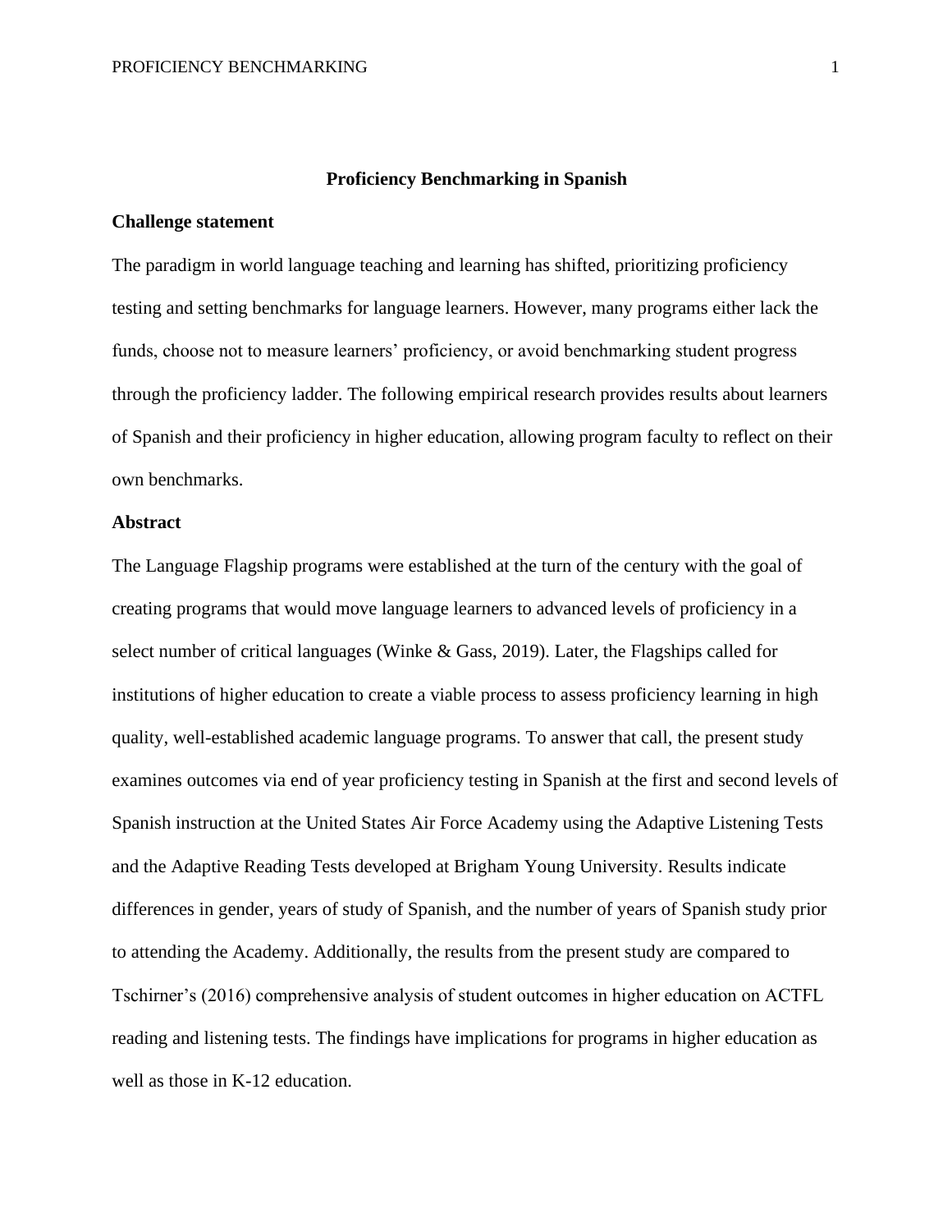# Proficiency Benchmarking in Spanish

## Challenge statement

The paradigm in world language teaching and learning has shifted, prioritizing proficiency testing and setting benchmarks for language learners. However, many programs either lack the funds, choose not to measure learners' proficiency, or avoid benchmarking student progress through the proficiency ladder. The following empirical research provides results about learners of Spanish and their proficiency in higher education, allowing program faculty to reflect on their own benchmarks.

## Abstract

The Language Flagship programs were established at the turn of the century with the goal of creating programs that would move language learners to advanced levels of proficiency in a select number of critical languages (Winke & Gass, 2019). Later, the Flagships called for institutions of higher education to create a viable process to assess proficiency learning in high quality, well-established academic language programs. To answer that call, the present study examines outcomes via end of year proficiency testing in Spanish at the first and second levels of Spanish instruction at the United States Air Force Academy using the Adaptive Listening Tests and the Adaptive Reading Tests developed at Brigham Young University. Results indicate differences in gender, years of study of Spanish, and the number of years of Spanish study prior to attending the Academy. Additionally, the results from the present study are compared to Tschirner's (2016) comprehensive analysis of student outcomes in higher education on ACTFL reading and listening tests. The findings have implications for programs in higher education as well as those in K-12 education.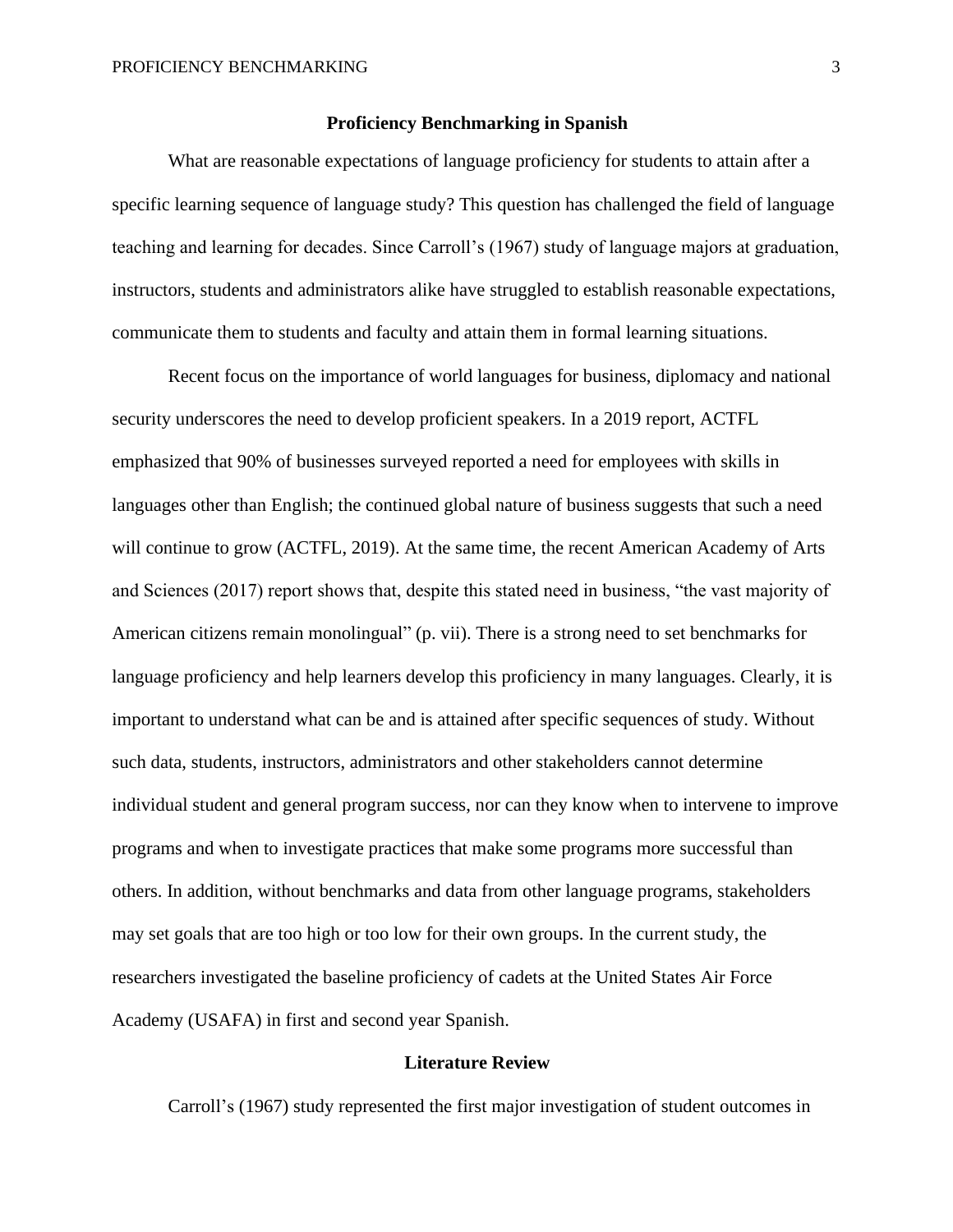## Proficiency Benchmarking in Spanish

What are reasonable expectations of language proficiency for students to attain after a specific learning sequence of language study? This question has challenged the field of language teaching and learning for decades. Since Carroll's (1967) study of language majors at graduation, instructors, students and administrators alike have struggled to establish reasonable expectations, communicate them to students and faculty and attain them in formal learning situations.

Recent focus on the importance of world languages for business, diplomacy and national security underscores the need to develop proficient speakers. In a 2019 report, ACTFL emphasized that 90% of businesses surveyed reported a need for employees with skills in languages other than English; the continued global nature of business suggests that such a need will continue to grow (ACTFL, 2019). At the same time, the recent American Academy of Arts and Sciences (2017) report shows that, despite this stated need in business, "the vast majority of American citizens remain monolingual" (p. vii). There is a strong need to set benchmarks for language proficiency and help learners develop this proficiency in many languages. Clearly, it is important to understand what can be and is attained after specific sequences of study. Without such data, students, instructors, administrators and other stakeholders cannot determine individual student and general program success, nor can they know when to intervene to improve programs and when to investigate practices that make some programs more successful than others. In addition, without benchmarks and data from other language programs, stakeholders may set goals that are too high or too low for their own groups. In the current study, the researchers investigated the baseline proficiency of cadets at the United States Air Force Academy (USAFA) in first and second year Spanish.

## Literature Review

Carroll's (1967) study represented the first major investigation of student outcomes in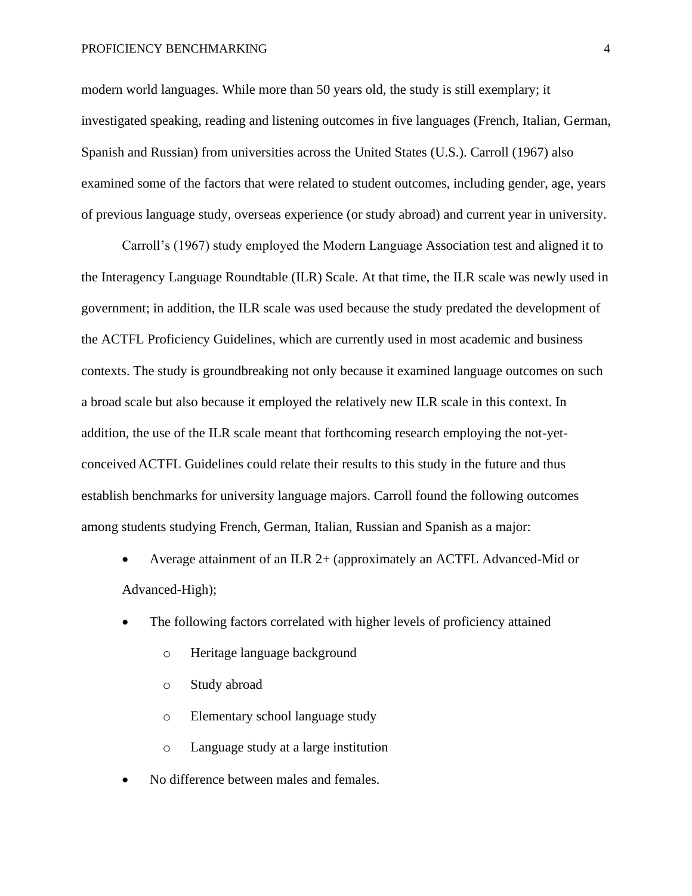modern world languages. While more than 50 years old, the study is still exemplary; it investigated speaking, reading and listening outcomes in five languages (French, Italian, German, Spanish and Russian) from universities across the United States (U.S.). Carroll (1967) also examined some of the factors that were related to student outcomes, including gender, age, years of previous language study, overseas experience (or study abroad) and current year in university.

Carroll's (1967) study employed the Modern Language Association test and aligned it to the Interagency Language Roundtable (ILR) Scale. At that time, the ILR scale was newly used in government; in addition, the ILR scale was used because the study predated the development of the ACTFL Proficiency Guidelines, which are currently used in most academic and business contexts. The study is groundbreaking not only because it examined language outcomes on such a broad scale but also because it employed the relatively new ILR scale in this context. In addition, the use of the ILR scale meant that forthcoming research employing the not-yet-conceived ACTFL Guidelines could relate their results to this study in the future and thus establish benchmarks for university language majors. Carroll found the following outcomes among students studying French, German, Italian, Russian and Spanish as a major:

- Average attainment of an ILR 2+ (approximately an ACTFL Advanced-Mid or Advanced-High);
- The following factors correlated with higher levels of proficiency attained
  - Heritage language background
  - Study abroad
  - Elementary school language study
  - Language study at a large institution
- No difference between males and females.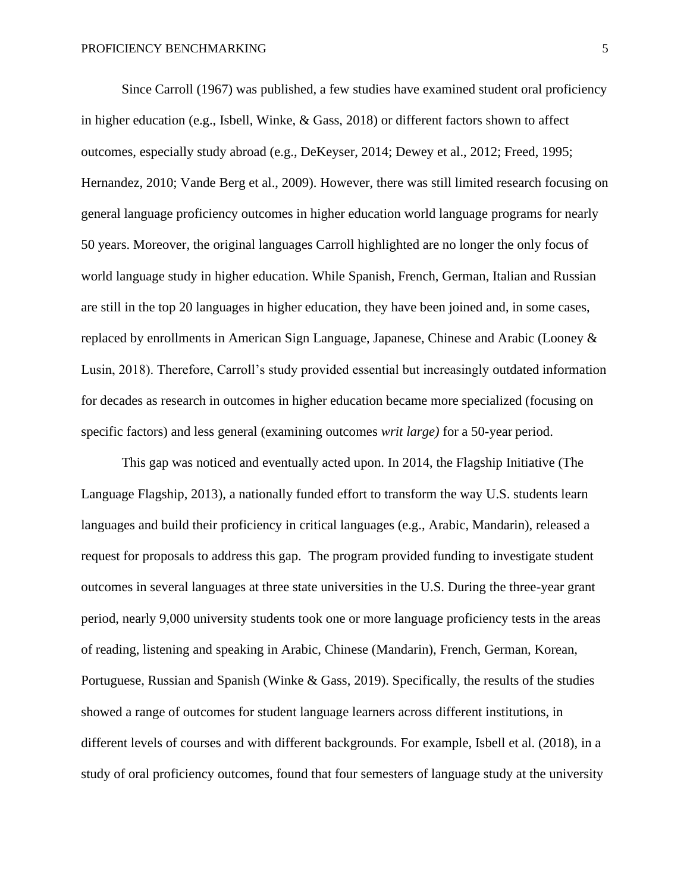Since Carroll (1967) was published, a few studies have examined student oral proficiency in higher education (e.g., Isbell, Winke, & Gass, 2018) or different factors shown to affect outcomes, especially study abroad (e.g., DeKeyser, 2014; Dewey et al., 2012; Freed, 1995; Hernandez, 2010; Vande Berg et al., 2009). However, there was still limited research focusing on general language proficiency outcomes in higher education world language programs for nearly 50 years. Moreover, the original languages Carroll highlighted are no longer the only focus of world language study in higher education. While Spanish, French, German, Italian and Russian are still in the top 20 languages in higher education, they have been joined and, in some cases, replaced by enrollments in American Sign Language, Japanese, Chinese and Arabic (Looney & Lusin, 2018). Therefore, Carroll's study provided essential but increasingly outdated information for decades as research in outcomes in higher education became more specialized (focusing on specific factors) and less general (examining outcomes *writ large)* for a 50-year period.

This gap was noticed and eventually acted upon. In 2014, the Flagship Initiative (The Language Flagship, 2013), a nationally funded effort to transform the way U.S. students learn languages and build their proficiency in critical languages (e.g., Arabic, Mandarin), released a request for proposals to address this gap. The program provided funding to investigate student outcomes in several languages at three state universities in the U.S. During the three-year grant period, nearly 9,000 university students took one or more language proficiency tests in the areas of reading, listening and speaking in Arabic, Chinese (Mandarin), French, German, Korean, Portuguese, Russian and Spanish (Winke & Gass, 2019). Specifically, the results of the studies showed a range of outcomes for student language learners across different institutions, in different levels of courses and with different backgrounds. For example, Isbell et al. (2018), in a study of oral proficiency outcomes, found that four semesters of language study at the university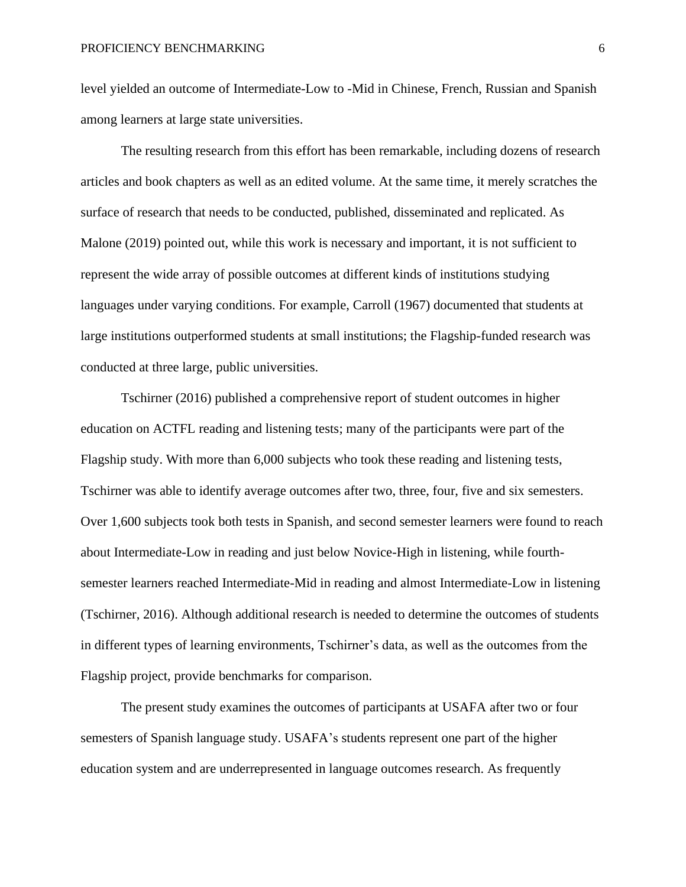level yielded an outcome of Intermediate-Low to -Mid in Chinese, French, Russian and Spanish among learners at large state universities.

The resulting research from this effort has been remarkable, including dozens of research articles and book chapters as well as an edited volume. At the same time, it merely scratches the surface of research that needs to be conducted, published, disseminated and replicated. As Malone (2019) pointed out, while this work is necessary and important, it is not sufficient to represent the wide array of possible outcomes at different kinds of institutions studying languages under varying conditions. For example, Carroll (1967) documented that students at large institutions outperformed students at small institutions; the Flagship-funded research was conducted at three large, public universities.

Tschirner (2016) published a comprehensive report of student outcomes in higher education on ACTFL reading and listening tests; many of the participants were part of the Flagship study. With more than 6,000 subjects who took these reading and listening tests, Tschirner was able to identify average outcomes after two, three, four, five and six semesters. Over 1,600 subjects took both tests in Spanish, and second semester learners were found to reach about Intermediate-Low in reading and just below Novice-High in listening, while fourth-semester learners reached Intermediate-Mid in reading and almost Intermediate-Low in listening (Tschirner, 2016). Although additional research is needed to determine the outcomes of students in different types of learning environments, Tschirner's data, as well as the outcomes from the Flagship project, provide benchmarks for comparison.

The present study examines the outcomes of participants at USAFA after two or four semesters of Spanish language study. USAFA's students represent one part of the higher education system and are underrepresented in language outcomes research. As frequently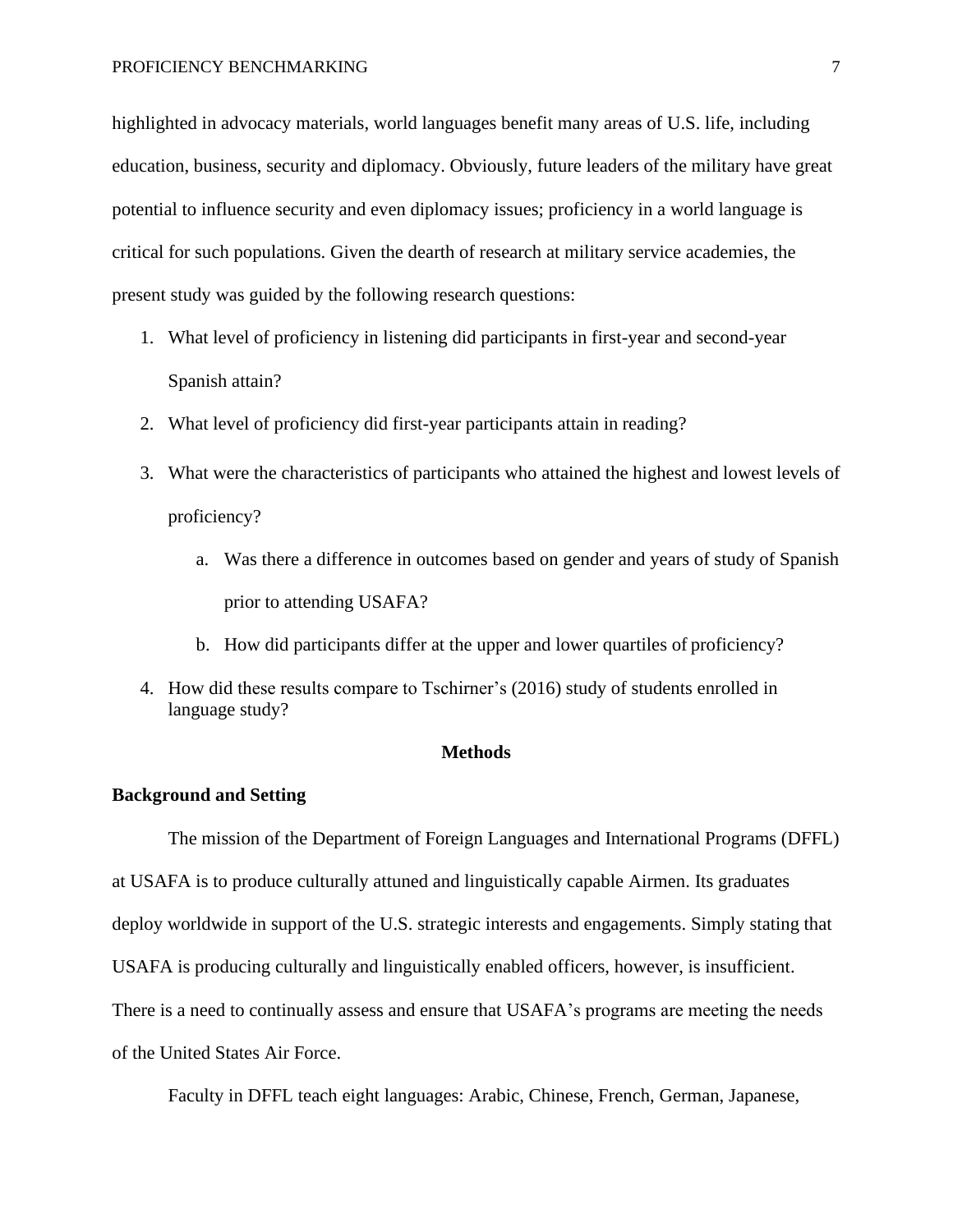highlighted in advocacy materials, world languages benefit many areas of U.S. life, including education, business, security and diplomacy. Obviously, future leaders of the military have great potential to influence security and even diplomacy issues; proficiency in a world language is critical for such populations. Given the dearth of research at military service academies, the present study was guided by the following research questions:

1. What level of proficiency in listening did participants in first-year and second-year Spanish attain?
2. What level of proficiency did first-year participants attain in reading?
3. What were the characteristics of participants who attained the highest and lowest levels of proficiency?
    a. Was there a difference in outcomes based on gender and years of study of Spanish prior to attending USAFA?
    b. How did participants differ at the upper and lower quartiles of proficiency?
4. How did these results compare to Tschirner's (2016) study of students enrolled in language study?

## Methods

### Background and Setting

The mission of the Department of Foreign Languages and International Programs (DFFL) at USAFA is to produce culturally attuned and linguistically capable Airmen. Its graduates deploy worldwide in support of the U.S. strategic interests and engagements. Simply stating that USAFA is producing culturally and linguistically enabled officers, however, is insufficient. There is a need to continually assess and ensure that USAFA's programs are meeting the needs of the United States Air Force.

Faculty in DFFL teach eight languages: Arabic, Chinese, French, German, Japanese,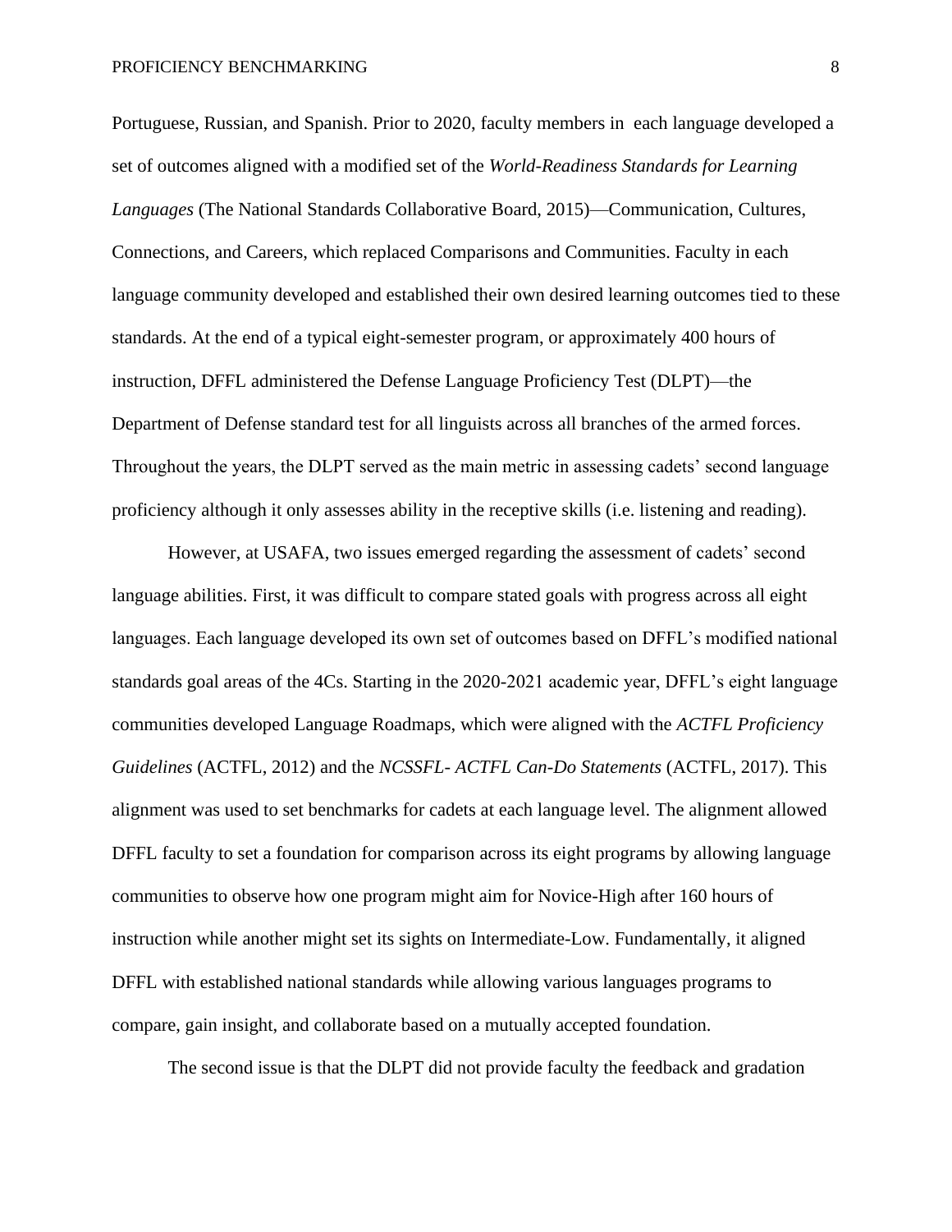Portuguese, Russian, and Spanish. Prior to 2020, faculty members in each language developed a set of outcomes aligned with a modified set of the *World-Readiness Standards for Learning Languages* (The National Standards Collaborative Board, 2015)—Communication, Cultures, Connections, and Careers, which replaced Comparisons and Communities. Faculty in each language community developed and established their own desired learning outcomes tied to these standards. At the end of a typical eight-semester program, or approximately 400 hours of instruction, DFFL administered the Defense Language Proficiency Test (DLPT)—the Department of Defense standard test for all linguists across all branches of the armed forces. Throughout the years, the DLPT served as the main metric in assessing cadets' second language proficiency although it only assesses ability in the receptive skills (i.e. listening and reading).

However, at USAFA, two issues emerged regarding the assessment of cadets' second language abilities. First, it was difficult to compare stated goals with progress across all eight languages. Each language developed its own set of outcomes based on DFFL's modified national standards goal areas of the 4Cs. Starting in the 2020-2021 academic year, DFFL's eight language communities developed Language Roadmaps, which were aligned with the *ACTFL Proficiency Guidelines* (ACTFL, 2012) and the *NCSSFL- ACTFL Can-Do Statements* (ACTFL, 2017). This alignment was used to set benchmarks for cadets at each language level. The alignment allowed DFFL faculty to set a foundation for comparison across its eight programs by allowing language communities to observe how one program might aim for Novice-High after 160 hours of instruction while another might set its sights on Intermediate-Low. Fundamentally, it aligned DFFL with established national standards while allowing various languages programs to compare, gain insight, and collaborate based on a mutually accepted foundation.

The second issue is that the DLPT did not provide faculty the feedback and gradation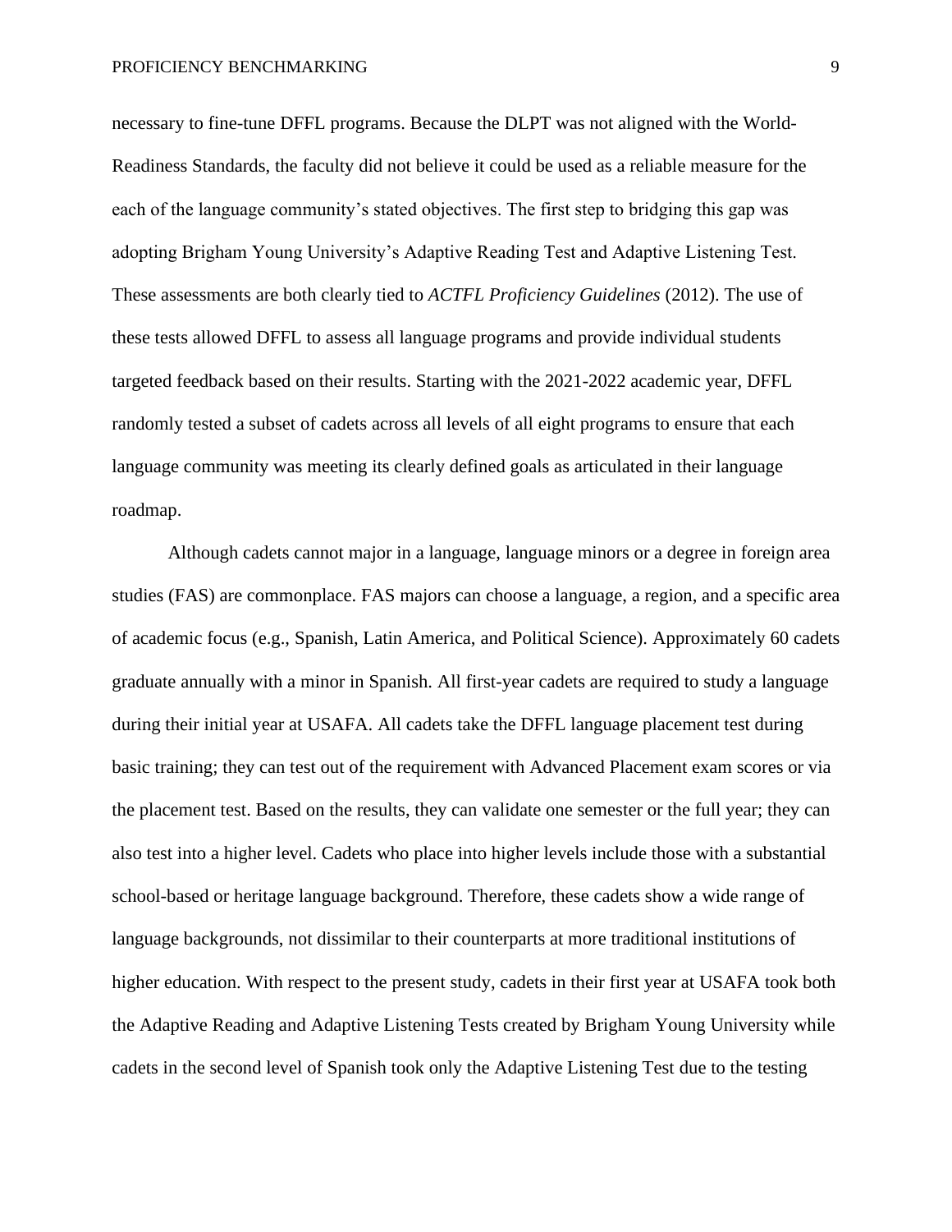necessary to fine-tune DFFL programs. Because the DLPT was not aligned with the World-Readiness Standards, the faculty did not believe it could be used as a reliable measure for the each of the language community's stated objectives. The first step to bridging this gap was adopting Brigham Young University's Adaptive Reading Test and Adaptive Listening Test. These assessments are both clearly tied to *ACTFL Proficiency Guidelines* (2012). The use of these tests allowed DFFL to assess all language programs and provide individual students targeted feedback based on their results. Starting with the 2021-2022 academic year, DFFL randomly tested a subset of cadets across all levels of all eight programs to ensure that each language community was meeting its clearly defined goals as articulated in their language roadmap.

Although cadets cannot major in a language, language minors or a degree in foreign area studies (FAS) are commonplace. FAS majors can choose a language, a region, and a specific area of academic focus (e.g., Spanish, Latin America, and Political Science). Approximately 60 cadets graduate annually with a minor in Spanish. All first-year cadets are required to study a language during their initial year at USAFA. All cadets take the DFFL language placement test during basic training; they can test out of the requirement with Advanced Placement exam scores or via the placement test. Based on the results, they can validate one semester or the full year; they can also test into a higher level. Cadets who place into higher levels include those with a substantial school-based or heritage language background. Therefore, these cadets show a wide range of language backgrounds, not dissimilar to their counterparts at more traditional institutions of higher education. With respect to the present study, cadets in their first year at USAFA took both the Adaptive Reading and Adaptive Listening Tests created by Brigham Young University while cadets in the second level of Spanish took only the Adaptive Listening Test due to the testing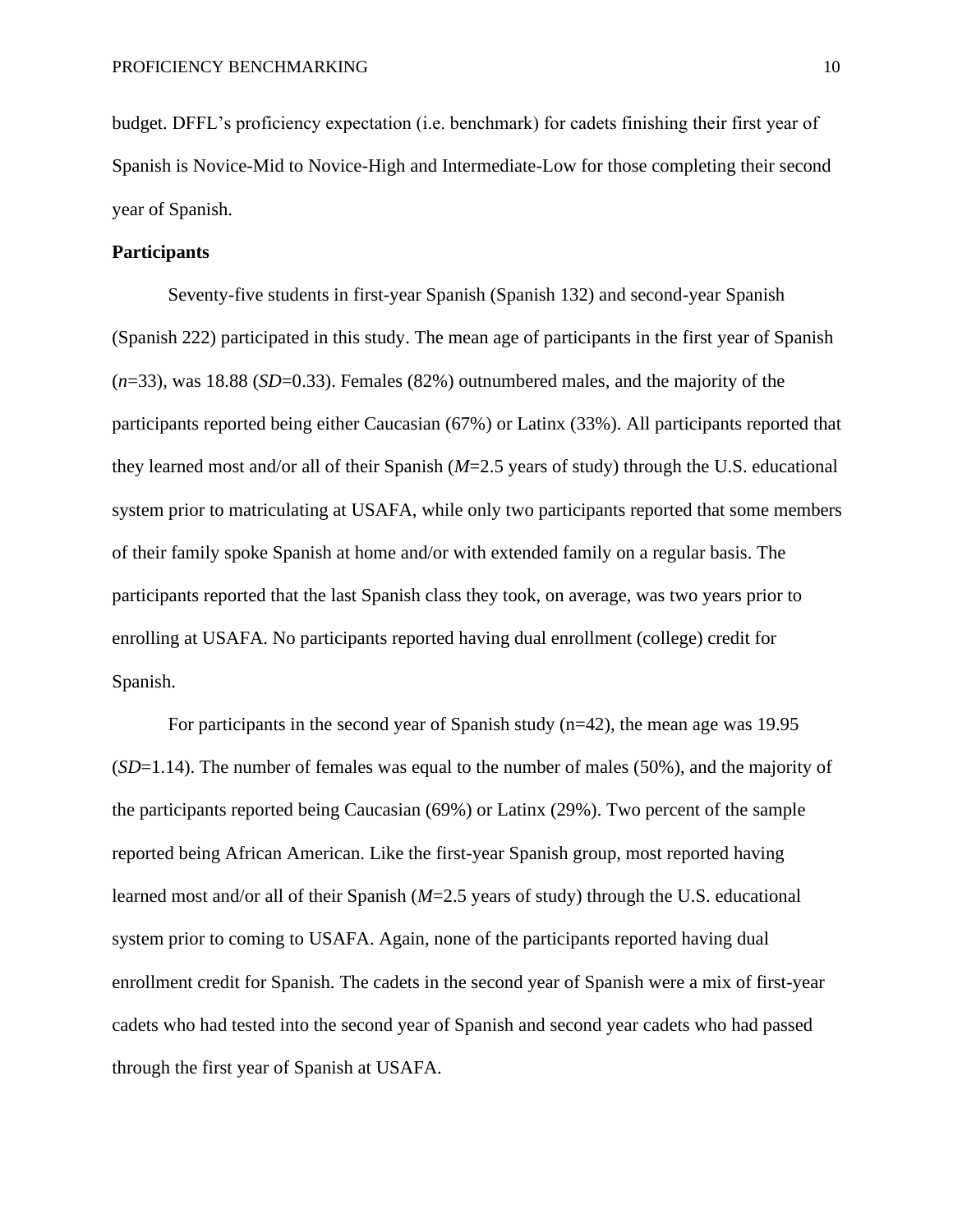budget. DFFL's proficiency expectation (i.e. benchmark) for cadets finishing their first year of Spanish is Novice-Mid to Novice-High and Intermediate-Low for those completing their second year of Spanish.

**Participants**

Seventy-five students in first-year Spanish (Spanish 132) and second-year Spanish (Spanish 222) participated in this study. The mean age of participants in the first year of Spanish ($n$=33), was 18.88 ($SD$=0.33). Females (82%) outnumbered males, and the majority of the participants reported being either Caucasian (67%) or Latinx (33%). All participants reported that they learned most and/or all of their Spanish ($M$=2.5 years of study) through the U.S. educational system prior to matriculating at USAFA, while only two participants reported that some members of their family spoke Spanish at home and/or with extended family on a regular basis. The participants reported that the last Spanish class they took, on average, was two years prior to enrolling at USAFA. No participants reported having dual enrollment (college) credit for Spanish.

For participants in the second year of Spanish study (n=42), the mean age was 19.95 ($SD$=1.14). The number of females was equal to the number of males (50%), and the majority of the participants reported being Caucasian (69%) or Latinx (29%). Two percent of the sample reported being African American. Like the first-year Spanish group, most reported having learned most and/or all of their Spanish ($M$=2.5 years of study) through the U.S. educational system prior to coming to USAFA. Again, none of the participants reported having dual enrollment credit for Spanish. The cadets in the second year of Spanish were a mix of first-year cadets who had tested into the second year of Spanish and second year cadets who had passed through the first year of Spanish at USAFA.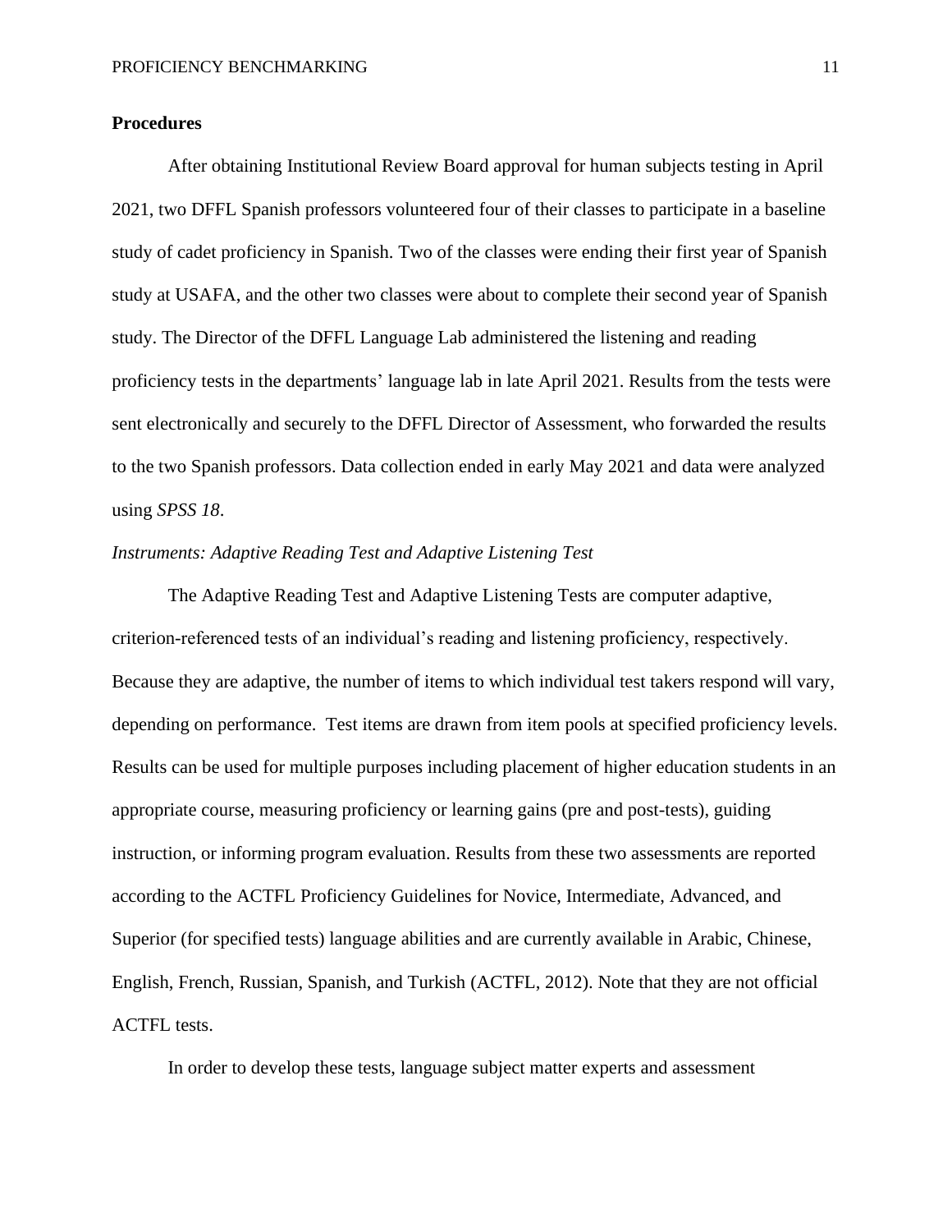**Procedures**

After obtaining Institutional Review Board approval for human subjects testing in April 2021, two DFFL Spanish professors volunteered four of their classes to participate in a baseline study of cadet proficiency in Spanish. Two of the classes were ending their first year of Spanish study at USAFA, and the other two classes were about to complete their second year of Spanish study. The Director of the DFFL Language Lab administered the listening and reading proficiency tests in the departments' language lab in late April 2021. Results from the tests were sent electronically and securely to the DFFL Director of Assessment, who forwarded the results to the two Spanish professors. Data collection ended in early May 2021 and data were analyzed using *SPSS 18*.

*Instruments: Adaptive Reading Test and Adaptive Listening Test*

The Adaptive Reading Test and Adaptive Listening Tests are computer adaptive, criterion-referenced tests of an individual's reading and listening proficiency, respectively. Because they are adaptive, the number of items to which individual test takers respond will vary, depending on performance. Test items are drawn from item pools at specified proficiency levels. Results can be used for multiple purposes including placement of higher education students in an appropriate course, measuring proficiency or learning gains (pre and post-tests), guiding instruction, or informing program evaluation. Results from these two assessments are reported according to the ACTFL Proficiency Guidelines for Novice, Intermediate, Advanced, and Superior (for specified tests) language abilities and are currently available in Arabic, Chinese, English, French, Russian, Spanish, and Turkish (ACTFL, 2012). Note that they are not official ACTFL tests.

In order to develop these tests, language subject matter experts and assessment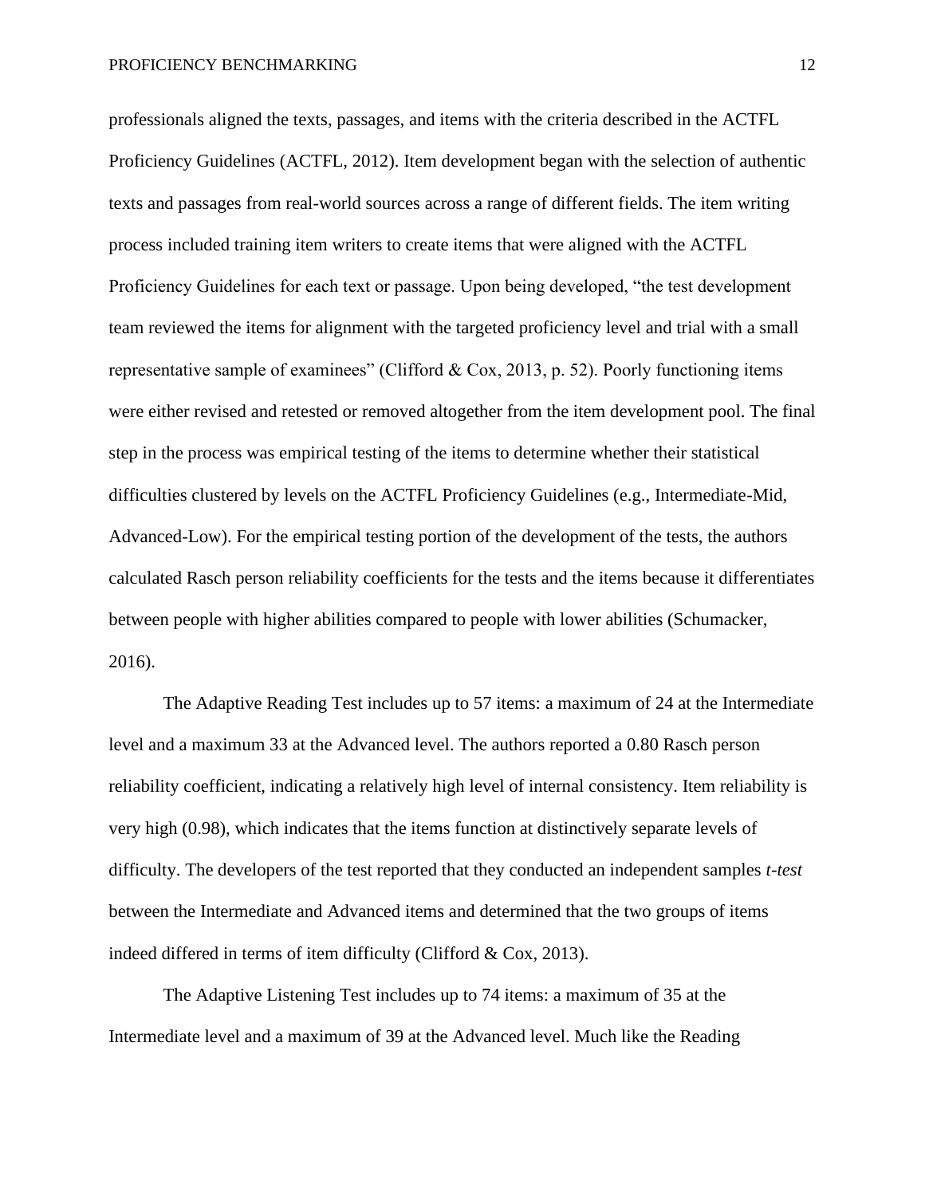professionals aligned the texts, passages, and items with the criteria described in the ACTFL Proficiency Guidelines (ACTFL, 2012). Item development began with the selection of authentic texts and passages from real-world sources across a range of different fields. The item writing process included training item writers to create items that were aligned with the ACTFL Proficiency Guidelines for each text or passage. Upon being developed, "the test development team reviewed the items for alignment with the targeted proficiency level and trial with a small representative sample of examinees" (Clifford & Cox, 2013, p. 52). Poorly functioning items were either revised and retested or removed altogether from the item development pool. The final step in the process was empirical testing of the items to determine whether their statistical difficulties clustered by levels on the ACTFL Proficiency Guidelines (e.g., Intermediate-Mid, Advanced-Low). For the empirical testing portion of the development of the tests, the authors calculated Rasch person reliability coefficients for the tests and the items because it differentiates between people with higher abilities compared to people with lower abilities (Schumacker, 2016).

The Adaptive Reading Test includes up to 57 items: a maximum of 24 at the Intermediate level and a maximum 33 at the Advanced level. The authors reported a 0.80 Rasch person reliability coefficient, indicating a relatively high level of internal consistency. Item reliability is very high (0.98), which indicates that the items function at distinctively separate levels of difficulty. The developers of the test reported that they conducted an independent samples *t-test* between the Intermediate and Advanced items and determined that the two groups of items indeed differed in terms of item difficulty (Clifford & Cox, 2013).

The Adaptive Listening Test includes up to 74 items: a maximum of 35 at the Intermediate level and a maximum of 39 at the Advanced level. Much like the Reading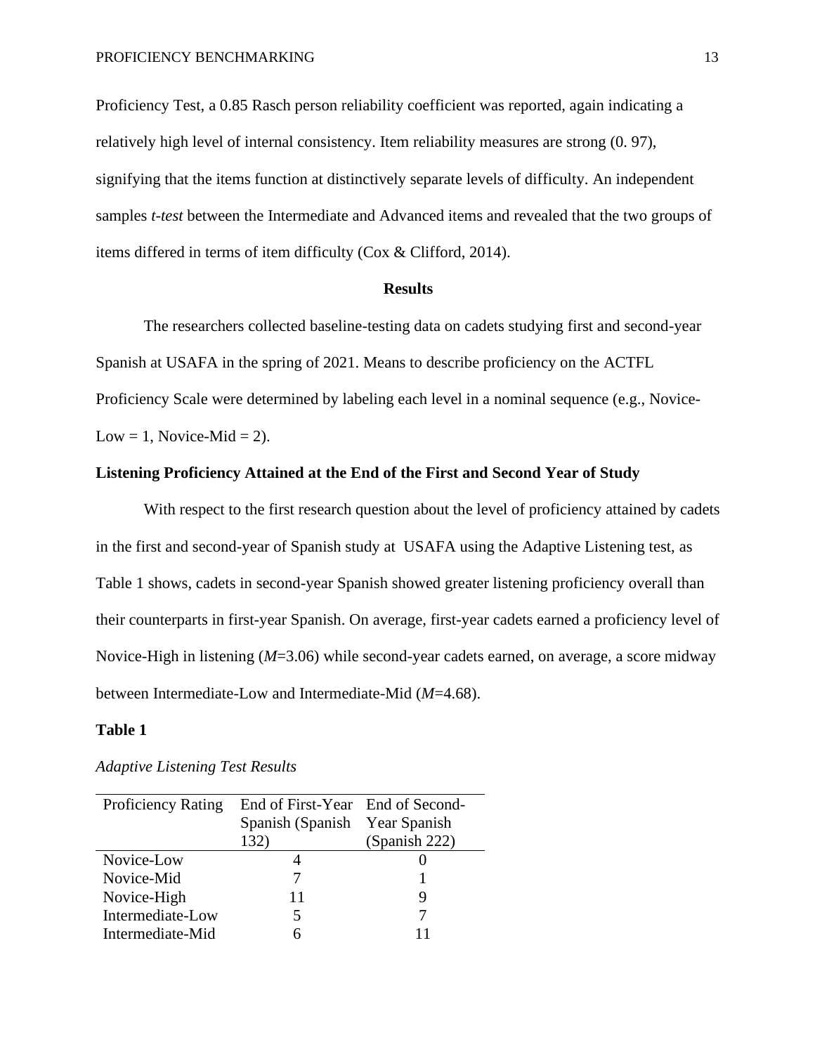Proficiency Test, a 0.85 Rasch person reliability coefficient was reported, again indicating a relatively high level of internal consistency. Item reliability measures are strong (0. 97), signifying that the items function at distinctively separate levels of difficulty. An independent samples *t-test* between the Intermediate and Advanced items and revealed that the two groups of items differed in terms of item difficulty (Cox & Clifford, 2014).

## Results

The researchers collected baseline-testing data on cadets studying first and second-year Spanish at USAFA in the spring of 2021. Means to describe proficiency on the ACTFL Proficiency Scale were determined by labeling each level in a nominal sequence (e.g., Novice-Low = 1, Novice-Mid = 2).

### Listening Proficiency Attained at the End of the First and Second Year of Study

With respect to the first research question about the level of proficiency attained by cadets in the first and second-year of Spanish study at USAFA using the Adaptive Listening test, as Table 1 shows, cadets in second-year Spanish showed greater listening proficiency overall than their counterparts in first-year Spanish. On average, first-year cadets earned a proficiency level of Novice-High in listening ($M$=3.06) while second-year cadets earned, on average, a score midway between Intermediate-Low and Intermediate-Mid ($M$=4.68).

**Table 1**

*Adaptive Listening Test Results*

| Proficiency Rating | End of First-Year Spanish (Spanish 132) | End of Second-Year Spanish (Spanish 222) |
|---|---|---|
| Novice-Low | 4 | 0 |
| Novice-Mid | 7 | 1 |
| Novice-High | 11 | 9 |
| Intermediate-Low | 5 | 7 |
| Intermediate-Mid | 6 | 11 |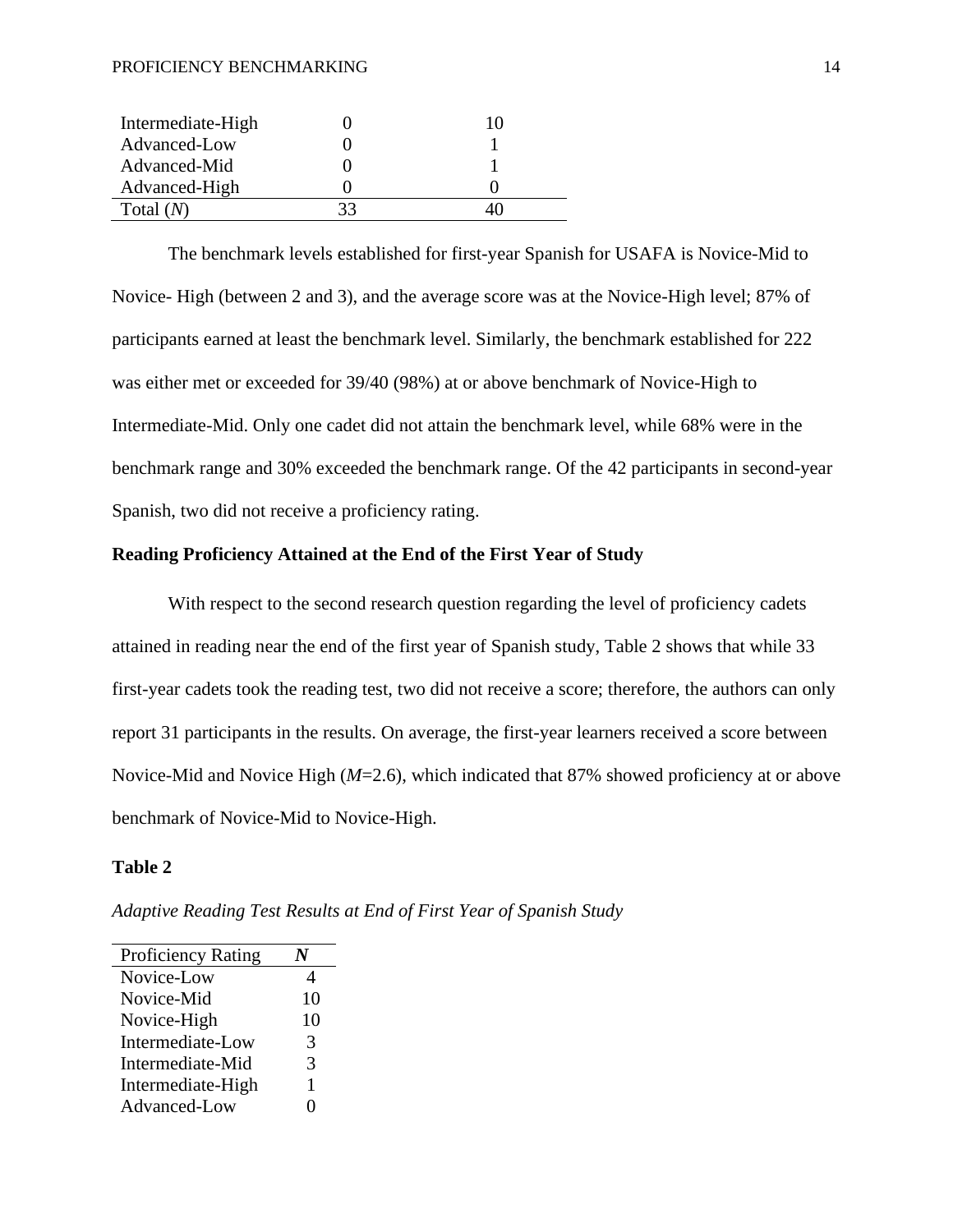| | | |
|---|---|---|
| Intermediate-High | 0 | 10 |
| Advanced-Low | 0 | 1 |
| Advanced-Mid | 0 | 1 |
| Advanced-High | 0 | 0 |
| Total (*N*) | 33 | 40 |

The benchmark levels established for first-year Spanish for USAFA is Novice-Mid to Novice- High (between 2 and 3), and the average score was at the Novice-High level; 87% of participants earned at least the benchmark level. Similarly, the benchmark established for 222 was either met or exceeded for 39/40 (98%) at or above benchmark of Novice-High to Intermediate-Mid. Only one cadet did not attain the benchmark level, while 68% were in the benchmark range and 30% exceeded the benchmark range. Of the 42 participants in second-year Spanish, two did not receive a proficiency rating.

**Reading Proficiency Attained at the End of the First Year of Study**

With respect to the second research question regarding the level of proficiency cadets attained in reading near the end of the first year of Spanish study, Table 2 shows that while 33 first-year cadets took the reading test, two did not receive a score; therefore, the authors can only report 31 participants in the results. On average, the first-year learners received a score between Novice-Mid and Novice High (*M*=2.6), which indicated that 87% showed proficiency at or above benchmark of Novice-Mid to Novice-High.

**Table 2**

*Adaptive Reading Test Results at End of First Year of Spanish Study*

| Proficiency Rating | ***N*** |
|---|---|
| Novice-Low | 4 |
| Novice-Mid | 10 |
| Novice-High | 10 |
| Intermediate-Low | 3 |
| Intermediate-Mid | 3 |
| Intermediate-High | 1 |
| Advanced-Low | 0 |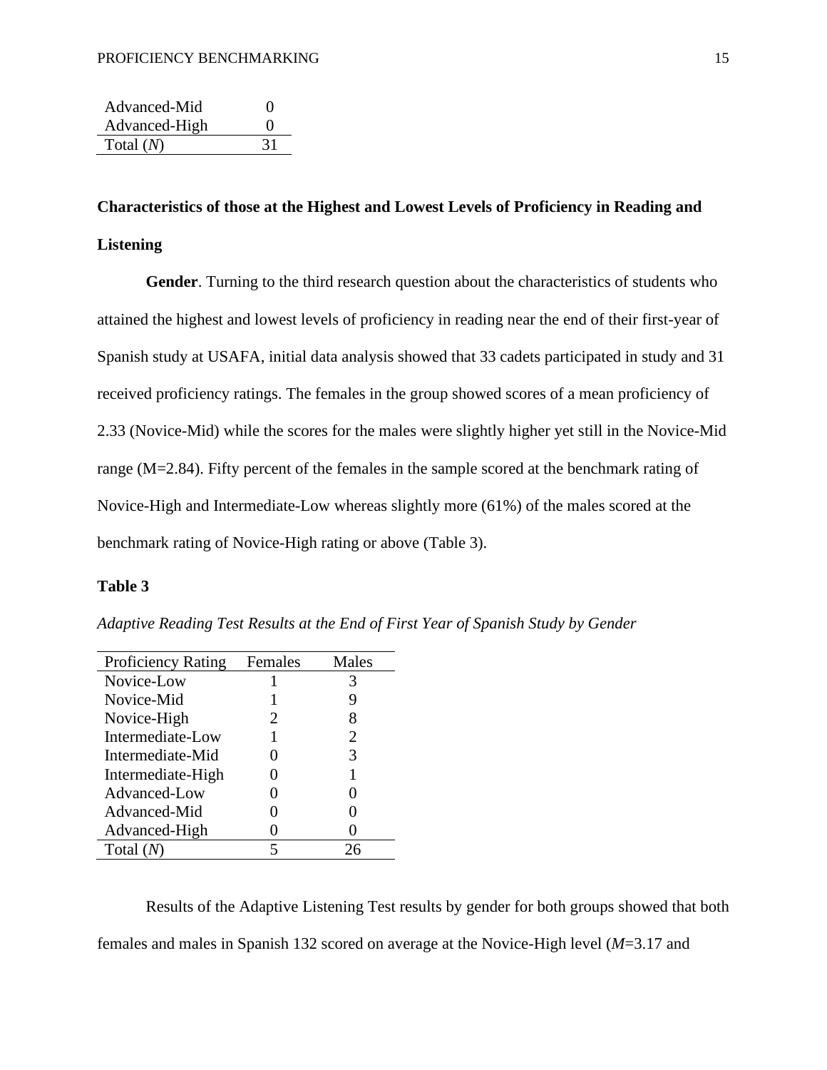| Advanced-Mid | 0 |
|---|---|
| Advanced-High | 0 |
| Total (*N*) | 31 |

**Characteristics of those at the Highest and Lowest Levels of Proficiency in Reading and Listening**

**Gender**. Turning to the third research question about the characteristics of students who attained the highest and lowest levels of proficiency in reading near the end of their first-year of Spanish study at USAFA, initial data analysis showed that 33 cadets participated in study and 31 received proficiency ratings. The females in the group showed scores of a mean proficiency of 2.33 (Novice-Mid) while the scores for the males were slightly higher yet still in the Novice-Mid range (M=2.84). Fifty percent of the females in the sample scored at the benchmark rating of Novice-High and Intermediate-Low whereas slightly more (61%) of the males scored at the benchmark rating of Novice-High rating or above (Table 3).

**Table 3**

*Adaptive Reading Test Results at the End of First Year of Spanish Study by Gender*

| Proficiency Rating | Females | Males |
|---|---|---|
| Novice-Low | 1 | 3 |
| Novice-Mid | 1 | 9 |
| Novice-High | 2 | 8 |
| Intermediate-Low | 1 | 2 |
| Intermediate-Mid | 0 | 3 |
| Intermediate-High | 0 | 1 |
| Advanced-Low | 0 | 0 |
| Advanced-Mid | 0 | 0 |
| Advanced-High | 0 | 0 |
| Total (*N*) | 5 | 26 |

Results of the Adaptive Listening Test results by gender for both groups showed that both females and males in Spanish 132 scored on average at the Novice-High level (*M*=3.17 and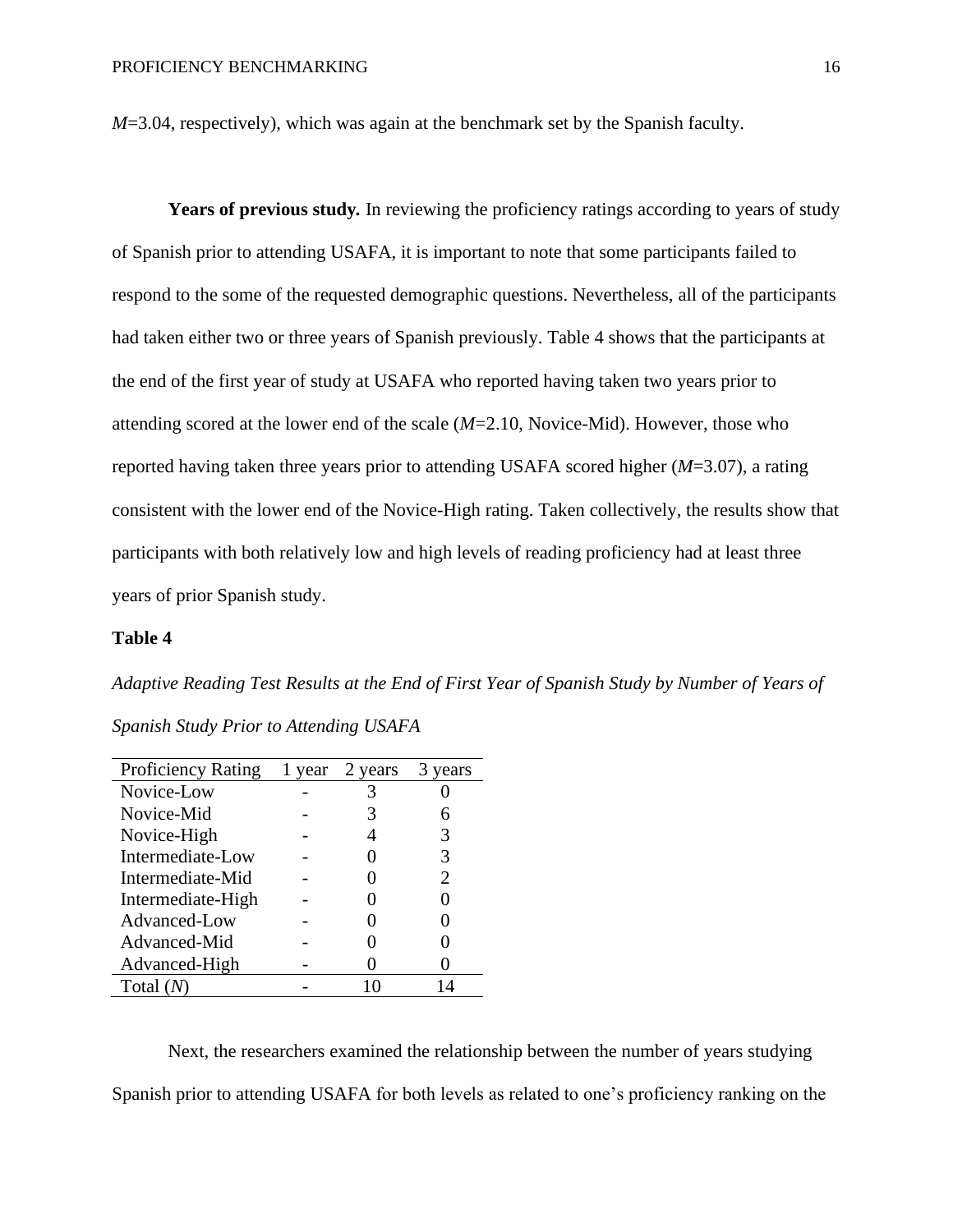*M*=3.04, respectively), which was again at the benchmark set by the Spanish faculty.

**Years of previous study.** In reviewing the proficiency ratings according to years of study of Spanish prior to attending USAFA, it is important to note that some participants failed to respond to the some of the requested demographic questions. Nevertheless, all of the participants had taken either two or three years of Spanish previously. Table 4 shows that the participants at the end of the first year of study at USAFA who reported having taken two years prior to attending scored at the lower end of the scale (*M*=2.10, Novice-Mid). However, those who reported having taken three years prior to attending USAFA scored higher (*M*=3.07), a rating consistent with the lower end of the Novice-High rating. Taken collectively, the results show that participants with both relatively low and high levels of reading proficiency had at least three years of prior Spanish study.

**Table 4**

*Adaptive Reading Test Results at the End of First Year of Spanish Study by Number of Years of Spanish Study Prior to Attending USAFA*

| Proficiency Rating | 1 year | 2 years | 3 years |
|---|---|---|---|
| Novice-Low | - | 3 | 0 |
| Novice-Mid | - | 3 | 6 |
| Novice-High | - | 4 | 3 |
| Intermediate-Low | - | 0 | 3 |
| Intermediate-Mid | - | 0 | 2 |
| Intermediate-High | - | 0 | 0 |
| Advanced-Low | - | 0 | 0 |
| Advanced-Mid | - | 0 | 0 |
| Advanced-High | - | 0 | 0 |
| Total (*N*) | - | 10 | 14 |

Next, the researchers examined the relationship between the number of years studying Spanish prior to attending USAFA for both levels as related to one's proficiency ranking on the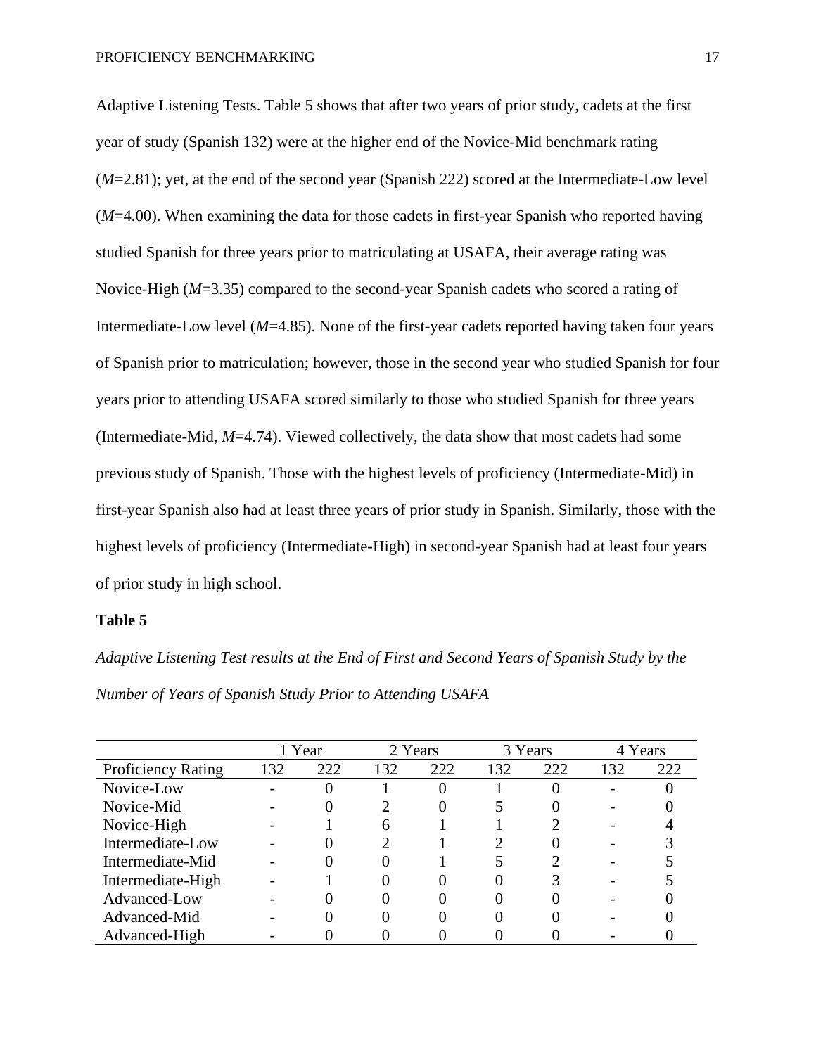Adaptive Listening Tests. Table 5 shows that after two years of prior study, cadets at the first year of study (Spanish 132) were at the higher end of the Novice-Mid benchmark rating (*M*=2.81); yet, at the end of the second year (Spanish 222) scored at the Intermediate-Low level (*M*=4.00). When examining the data for those cadets in first-year Spanish who reported having studied Spanish for three years prior to matriculating at USAFA, their average rating was Novice-High (*M*=3.35) compared to the second-year Spanish cadets who scored a rating of Intermediate-Low level (*M*=4.85). None of the first-year cadets reported having taken four years of Spanish prior to matriculation; however, those in the second year who studied Spanish for four years prior to attending USAFA scored similarly to those who studied Spanish for three years (Intermediate-Mid, *M*=4.74). Viewed collectively, the data show that most cadets had some previous study of Spanish. Those with the highest levels of proficiency (Intermediate-Mid) in first-year Spanish also had at least three years of prior study in Spanish. Similarly, those with the highest levels of proficiency (Intermediate-High) in second-year Spanish had at least four years of prior study in high school.

**Table 5**

*Adaptive Listening Test results at the End of First and Second Years of Spanish Study by the Number of Years of Spanish Study Prior to Attending USAFA*

| | 1 Year | | 2 Years | | 3 Years | | 4 Years | |
|---|---|---|---|---|---|---|---|---|
| Proficiency Rating | 132 | 222 | 132 | 222 | 132 | 222 | 132 | 222 |
| Novice-Low | - | 0 | 1 | 0 | 1 | 0 | - | 0 |
| Novice-Mid | - | 0 | 2 | 0 | 5 | 0 | - | 0 |
| Novice-High | - | 1 | 6 | 1 | 1 | 2 | - | 4 |
| Intermediate-Low | - | 0 | 2 | 1 | 2 | 0 | - | 3 |
| Intermediate-Mid | - | 0 | 0 | 1 | 5 | 2 | - | 5 |
| Intermediate-High | - | 1 | 0 | 0 | 0 | 3 | - | 5 |
| Advanced-Low | - | 0 | 0 | 0 | 0 | 0 | - | 0 |
| Advanced-Mid | - | 0 | 0 | 0 | 0 | 0 | - | 0 |
| Advanced-High | - | 0 | 0 | 0 | 0 | 0 | - | 0 |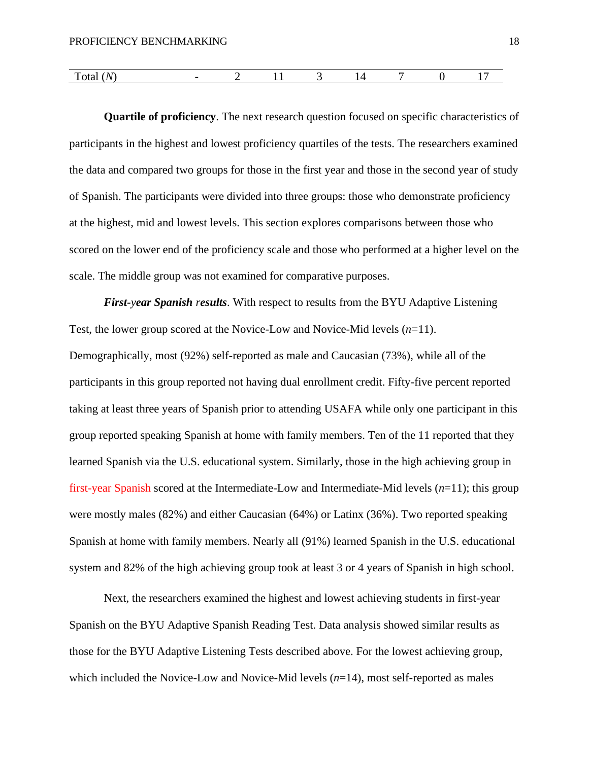| Total (*N*) | - | 2 | 11 | 3 | 14 | 7 | 0 | 17 |
|---|---|---|---|---|---|---|---|---|

**Quartile of proficiency**. The next research question focused on specific characteristics of participants in the highest and lowest proficiency quartiles of the tests. The researchers examined the data and compared two groups for those in the first year and those in the second year of study of Spanish. The participants were divided into three groups: those who demonstrate proficiency at the highest, mid and lowest levels. This section explores comparisons between those who scored on the lower end of the proficiency scale and those who performed at a higher level on the scale. The middle group was not examined for comparative purposes.

***First-year Spanish results***. With respect to results from the BYU Adaptive Listening Test, the lower group scored at the Novice-Low and Novice-Mid levels (*n*=11). Demographically, most (92%) self-reported as male and Caucasian (73%), while all of the participants in this group reported not having dual enrollment credit. Fifty-five percent reported taking at least three years of Spanish prior to attending USAFA while only one participant in this group reported speaking Spanish at home with family members. Ten of the 11 reported that they learned Spanish via the U.S. educational system. Similarly, those in the high achieving group in first-year Spanish scored at the Intermediate-Low and Intermediate-Mid levels (*n*=11); this group were mostly males (82%) and either Caucasian (64%) or Latinx (36%). Two reported speaking Spanish at home with family members. Nearly all (91%) learned Spanish in the U.S. educational system and 82% of the high achieving group took at least 3 or 4 years of Spanish in high school.

Next, the researchers examined the highest and lowest achieving students in first-year Spanish on the BYU Adaptive Spanish Reading Test. Data analysis showed similar results as those for the BYU Adaptive Listening Tests described above. For the lowest achieving group, which included the Novice-Low and Novice-Mid levels (*n*=14), most self-reported as males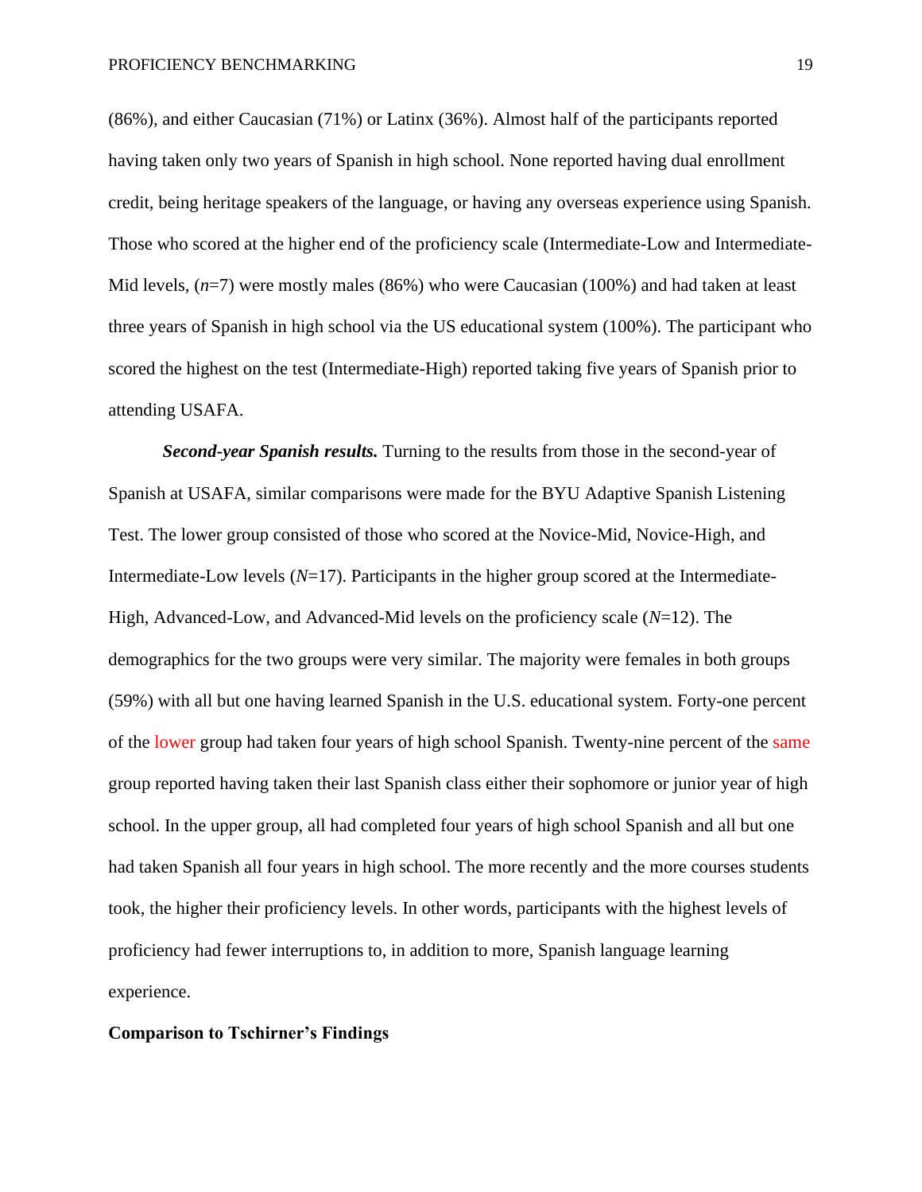(86%), and either Caucasian (71%) or Latinx (36%). Almost half of the participants reported having taken only two years of Spanish in high school. None reported having dual enrollment credit, being heritage speakers of the language, or having any overseas experience using Spanish. Those who scored at the higher end of the proficiency scale (Intermediate-Low and Intermediate-Mid levels, (*n*=7) were mostly males (86%) who were Caucasian (100%) and had taken at least three years of Spanish in high school via the US educational system (100%). The participant who scored the highest on the test (Intermediate-High) reported taking five years of Spanish prior to attending USAFA.

***Second-year Spanish results.*** Turning to the results from those in the second-year of Spanish at USAFA, similar comparisons were made for the BYU Adaptive Spanish Listening Test. The lower group consisted of those who scored at the Novice-Mid, Novice-High, and Intermediate-Low levels (*N*=17). Participants in the higher group scored at the Intermediate-High, Advanced-Low, and Advanced-Mid levels on the proficiency scale (*N*=12). The demographics for the two groups were very similar. The majority were females in both groups (59%) with all but one having learned Spanish in the U.S. educational system. Forty-one percent of the lower group had taken four years of high school Spanish. Twenty-nine percent of the same group reported having taken their last Spanish class either their sophomore or junior year of high school. In the upper group, all had completed four years of high school Spanish and all but one had taken Spanish all four years in high school. The more recently and the more courses students took, the higher their proficiency levels. In other words, participants with the highest levels of proficiency had fewer interruptions to, in addition to more, Spanish language learning experience.

## Comparison to Tschirner's Findings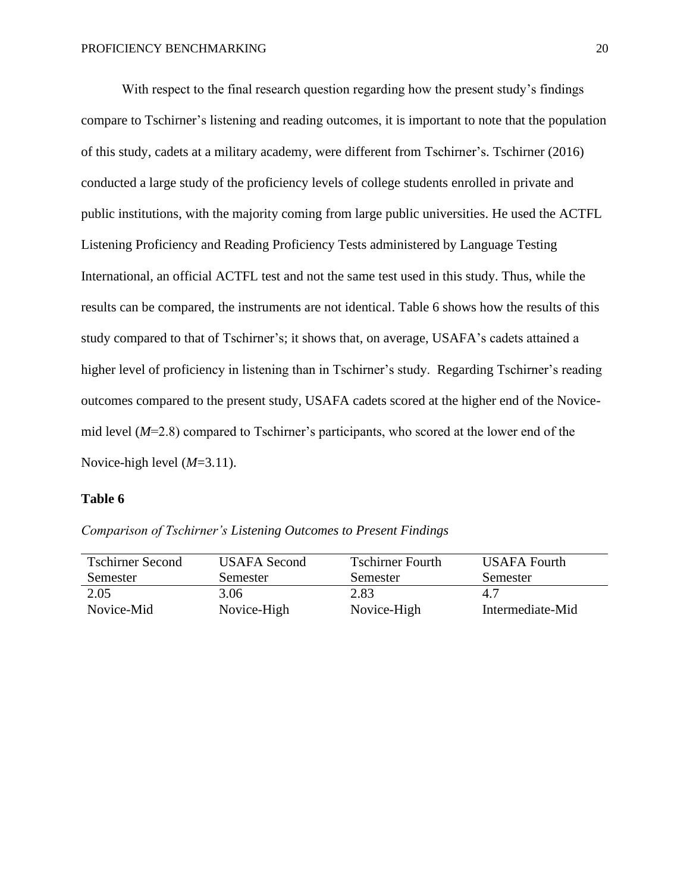With respect to the final research question regarding how the present study's findings compare to Tschirner's listening and reading outcomes, it is important to note that the population of this study, cadets at a military academy, were different from Tschirner's. Tschirner (2016) conducted a large study of the proficiency levels of college students enrolled in private and public institutions, with the majority coming from large public universities. He used the ACTFL Listening Proficiency and Reading Proficiency Tests administered by Language Testing International, an official ACTFL test and not the same test used in this study. Thus, while the results can be compared, the instruments are not identical. Table 6 shows how the results of this study compared to that of Tschirner's; it shows that, on average, USAFA's cadets attained a higher level of proficiency in listening than in Tschirner's study. Regarding Tschirner's reading outcomes compared to the present study, USAFA cadets scored at the higher end of the Novice-mid level (*M*=2.8) compared to Tschirner's participants, who scored at the lower end of the Novice-high level (*M*=3.11).

**Table 6**

*Comparison of Tschirner's Listening Outcomes to Present Findings*

| Tschirner Second Semester | USAFA Second Semester | Tschirner Fourth Semester | USAFA Fourth Semester |
|---|---|---|---|
| 2.05 Novice-Mid | 3.06 Novice-High | 2.83 Novice-High | 4.7 Intermediate-Mid |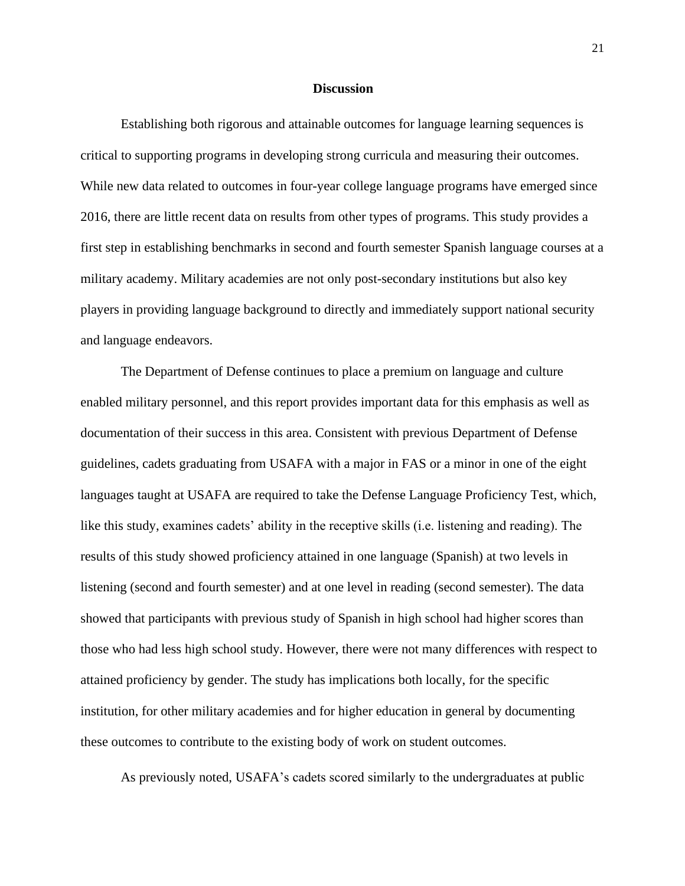## Discussion

Establishing both rigorous and attainable outcomes for language learning sequences is critical to supporting programs in developing strong curricula and measuring their outcomes. While new data related to outcomes in four-year college language programs have emerged since 2016, there are little recent data on results from other types of programs. This study provides a first step in establishing benchmarks in second and fourth semester Spanish language courses at a military academy. Military academies are not only post-secondary institutions but also key players in providing language background to directly and immediately support national security and language endeavors.

The Department of Defense continues to place a premium on language and culture enabled military personnel, and this report provides important data for this emphasis as well as documentation of their success in this area. Consistent with previous Department of Defense guidelines, cadets graduating from USAFA with a major in FAS or a minor in one of the eight languages taught at USAFA are required to take the Defense Language Proficiency Test, which, like this study, examines cadets' ability in the receptive skills (i.e. listening and reading). The results of this study showed proficiency attained in one language (Spanish) at two levels in listening (second and fourth semester) and at one level in reading (second semester). The data showed that participants with previous study of Spanish in high school had higher scores than those who had less high school study. However, there were not many differences with respect to attained proficiency by gender. The study has implications both locally, for the specific institution, for other military academies and for higher education in general by documenting these outcomes to contribute to the existing body of work on student outcomes.

As previously noted, USAFA's cadets scored similarly to the undergraduates at public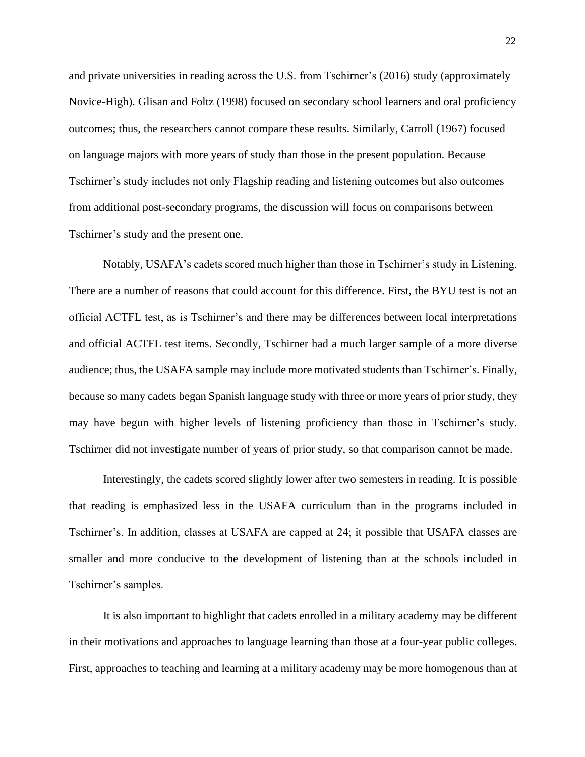and private universities in reading across the U.S. from Tschirner's (2016) study (approximately Novice-High). Glisan and Foltz (1998) focused on secondary school learners and oral proficiency outcomes; thus, the researchers cannot compare these results. Similarly, Carroll (1967) focused on language majors with more years of study than those in the present population. Because Tschirner's study includes not only Flagship reading and listening outcomes but also outcomes from additional post-secondary programs, the discussion will focus on comparisons between Tschirner's study and the present one.

Notably, USAFA's cadets scored much higher than those in Tschirner's study in Listening. There are a number of reasons that could account for this difference. First, the BYU test is not an official ACTFL test, as is Tschirner's and there may be differences between local interpretations and official ACTFL test items. Secondly, Tschirner had a much larger sample of a more diverse audience; thus, the USAFA sample may include more motivated students than Tschirner's. Finally, because so many cadets began Spanish language study with three or more years of prior study, they may have begun with higher levels of listening proficiency than those in Tschirner's study. Tschirner did not investigate number of years of prior study, so that comparison cannot be made.

Interestingly, the cadets scored slightly lower after two semesters in reading. It is possible that reading is emphasized less in the USAFA curriculum than in the programs included in Tschirner's. In addition, classes at USAFA are capped at 24; it possible that USAFA classes are smaller and more conducive to the development of listening than at the schools included in Tschirner's samples.

It is also important to highlight that cadets enrolled in a military academy may be different in their motivations and approaches to language learning than those at a four-year public colleges. First, approaches to teaching and learning at a military academy may be more homogenous than at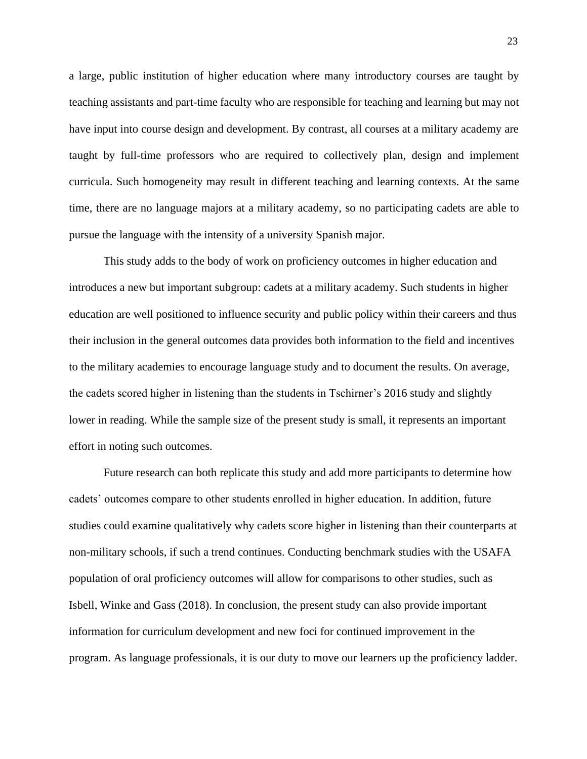a large, public institution of higher education where many introductory courses are taught by teaching assistants and part-time faculty who are responsible for teaching and learning but may not have input into course design and development. By contrast, all courses at a military academy are taught by full-time professors who are required to collectively plan, design and implement curricula. Such homogeneity may result in different teaching and learning contexts. At the same time, there are no language majors at a military academy, so no participating cadets are able to pursue the language with the intensity of a university Spanish major.

This study adds to the body of work on proficiency outcomes in higher education and introduces a new but important subgroup: cadets at a military academy. Such students in higher education are well positioned to influence security and public policy within their careers and thus their inclusion in the general outcomes data provides both information to the field and incentives to the military academies to encourage language study and to document the results. On average, the cadets scored higher in listening than the students in Tschirner's 2016 study and slightly lower in reading. While the sample size of the present study is small, it represents an important effort in noting such outcomes.

Future research can both replicate this study and add more participants to determine how cadets' outcomes compare to other students enrolled in higher education. In addition, future studies could examine qualitatively why cadets score higher in listening than their counterparts at non-military schools, if such a trend continues. Conducting benchmark studies with the USAFA population of oral proficiency outcomes will allow for comparisons to other studies, such as Isbell, Winke and Gass (2018). In conclusion, the present study can also provide important information for curriculum development and new foci for continued improvement in the program. As language professionals, it is our duty to move our learners up the proficiency ladder.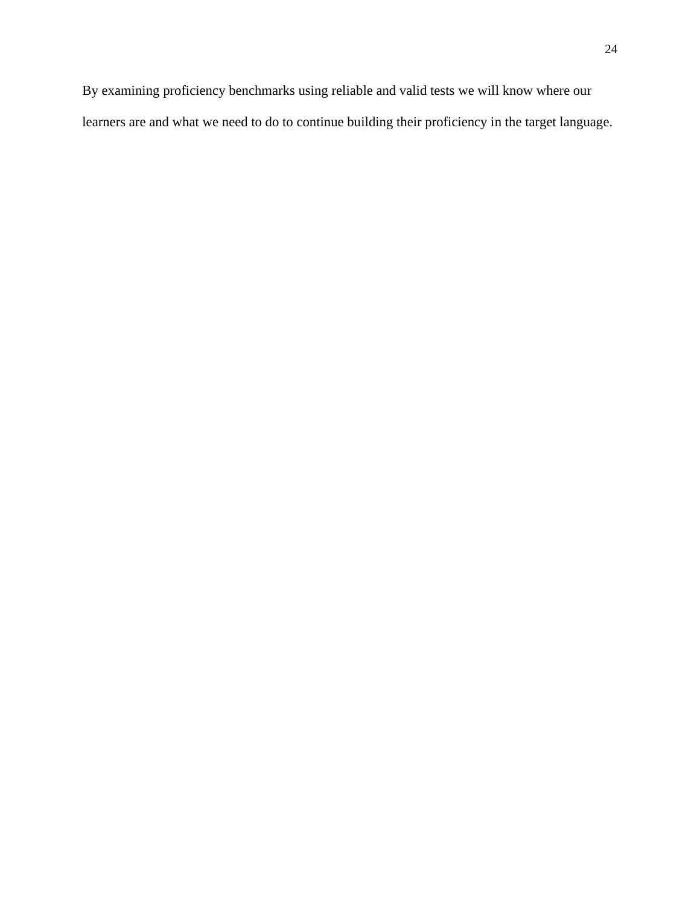By examining proficiency benchmarks using reliable and valid tests we will know where our learners are and what we need to do to continue building their proficiency in the target language.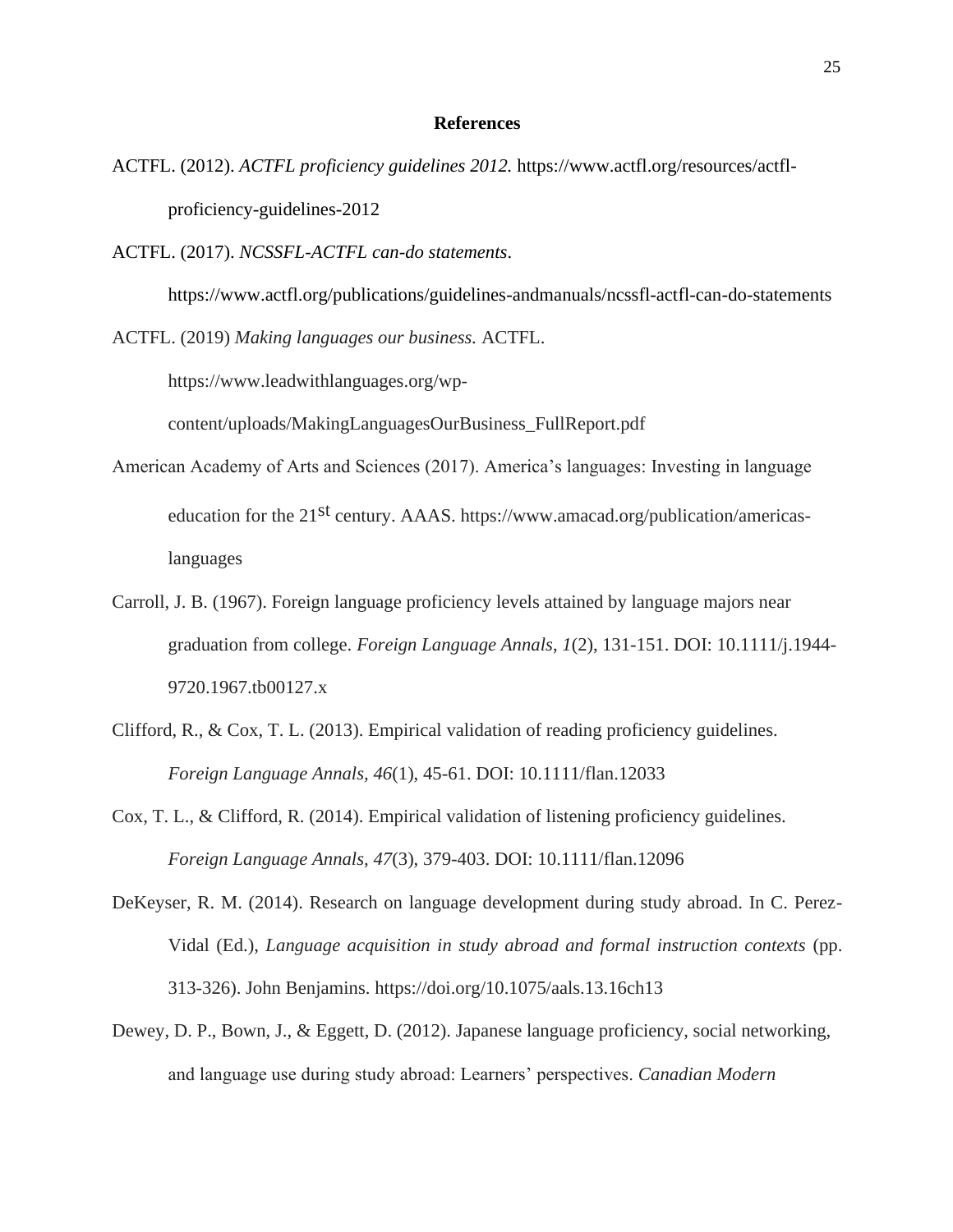## References

ACTFL. (2012). *ACTFL proficiency guidelines 2012.* https://www.actfl.org/resources/actfl-proficiency-guidelines-2012

ACTFL. (2017). *NCSSFL-ACTFL can-do statements*. https://www.actfl.org/publications/guidelines-andmanuals/ncssfl-actfl-can-do-statements

ACTFL. (2019) *Making languages our business.* ACTFL. https://www.leadwithlanguages.org/wp-content/uploads/MakingLanguagesOurBusiness_FullReport.pdf

American Academy of Arts and Sciences (2017). America's languages: Investing in language education for the 21st century. AAAS. https://www.amacad.org/publication/americas-languages

Carroll, J. B. (1967). Foreign language proficiency levels attained by language majors near graduation from college. *Foreign Language Annals*, *1*(2), 131-151. DOI: 10.1111/j.1944-9720.1967.tb00127.x

Clifford, R., & Cox, T. L. (2013). Empirical validation of reading proficiency guidelines. *Foreign Language Annals, 46*(1), 45-61. DOI: 10.1111/flan.12033

Cox, T. L., & Clifford, R. (2014). Empirical validation of listening proficiency guidelines. *Foreign Language Annals, 47*(3), 379-403. DOI: 10.1111/flan.12096

DeKeyser, R. M. (2014). Research on language development during study abroad. In C. Perez-Vidal (Ed.), *Language acquisition in study abroad and formal instruction contexts* (pp. 313-326). John Benjamins. https://doi.org/10.1075/aals.13.16ch13

Dewey, D. P., Bown, J., & Eggett, D. (2012). Japanese language proficiency, social networking, and language use during study abroad: Learners' perspectives. *Canadian Modern*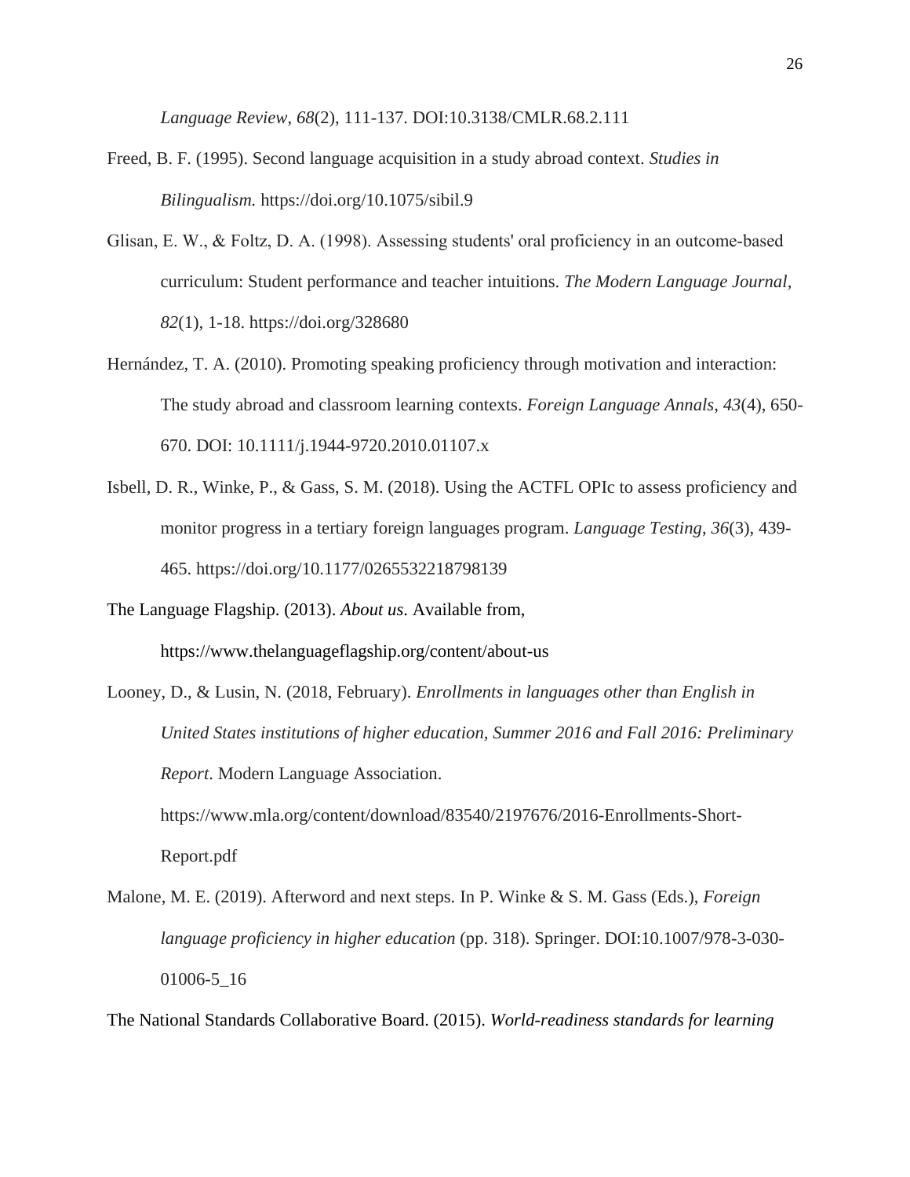*Language Review*, *68*(2), 111-137. DOI:10.3138/CMLR.68.2.111

Freed, B. F. (1995). Second language acquisition in a study abroad context. *Studies in Bilingualism.* https://doi.org/10.1075/sibil.9

Glisan, E. W., & Foltz, D. A. (1998). Assessing students' oral proficiency in an outcome-based curriculum: Student performance and teacher intuitions. *The Modern Language Journal*, *82*(1), 1-18. https://doi.org/328680

Hernández, T. A. (2010). Promoting speaking proficiency through motivation and interaction: The study abroad and classroom learning contexts. *Foreign Language Annals*, *43*(4), 650-670. DOI: 10.1111/j.1944-9720.2010.01107.x

Isbell, D. R., Winke, P., & Gass, S. M. (2018). Using the ACTFL OPIc to assess proficiency and monitor progress in a tertiary foreign languages program. *Language Testing*, *36*(3), 439-465. https://doi.org/10.1177/0265532218798139

The Language Flagship. (2013). *About us*. Available from, https://www.thelanguageflagship.org/content/about-us

Looney, D., & Lusin, N. (2018, February). *Enrollments in languages other than English in United States institutions of higher education, Summer 2016 and Fall 2016: Preliminary Report*. Modern Language Association. https://www.mla.org/content/download/83540/2197676/2016-Enrollments-Short-Report.pdf

Malone, M. E. (2019). Afterword and next steps. In P. Winke & S. M. Gass (Eds.), *Foreign language proficiency in higher education* (pp. 318). Springer. DOI:10.1007/978-3-030-01006-5_16

The National Standards Collaborative Board. (2015). *World-readiness standards for learning*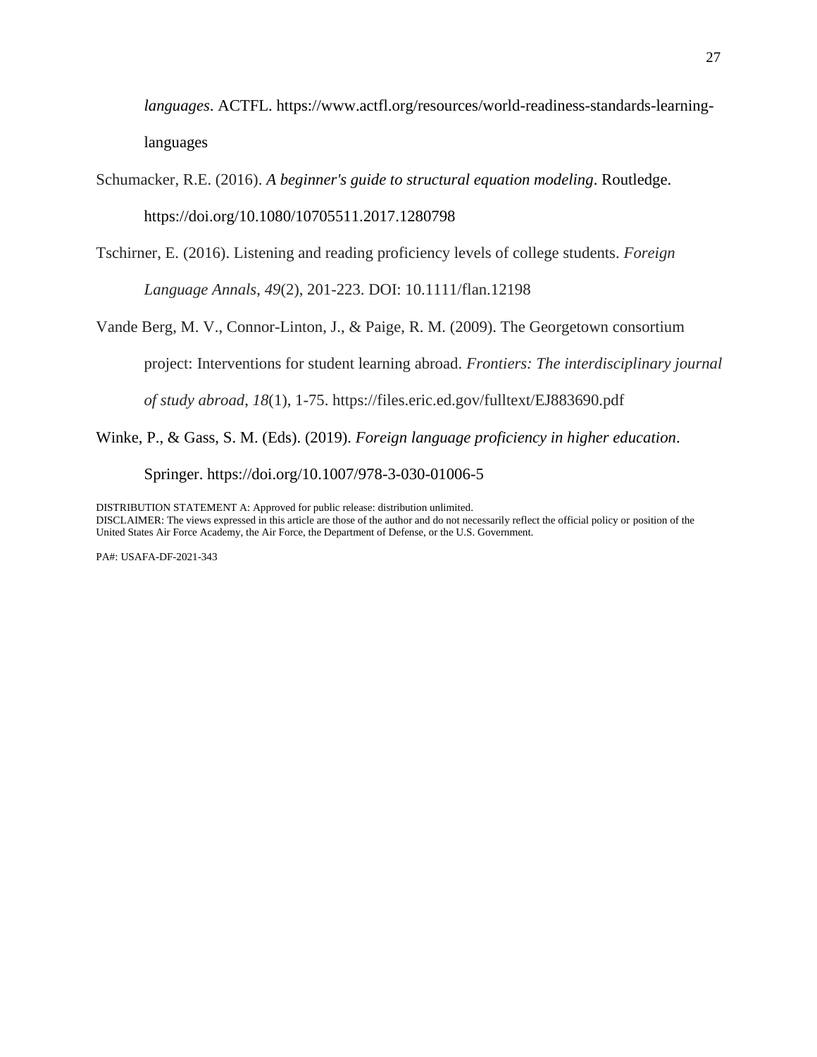*languages*. ACTFL. https://www.actfl.org/resources/world-readiness-standards-learning-languages

Schumacker, R.E. (2016). *A beginner's guide to structural equation modeling*. Routledge. https://doi.org/10.1080/10705511.2017.1280798

Tschirner, E. (2016). Listening and reading proficiency levels of college students. *Foreign Language Annals*, *49*(2), 201-223. DOI: 10.1111/flan.12198

Vande Berg, M. V., Connor-Linton, J., & Paige, R. M. (2009). The Georgetown consortium project: Interventions for student learning abroad. *Frontiers: The interdisciplinary journal of study abroad*, *18*(1), 1-75. https://files.eric.ed.gov/fulltext/EJ883690.pdf

Winke, P., & Gass, S. M. (Eds). (2019). *Foreign language proficiency in higher education*. Springer. https://doi.org/10.1007/978-3-030-01006-5

DISTRIBUTION STATEMENT A: Approved for public release: distribution unlimited.
DISCLAIMER: The views expressed in this article are those of the author and do not necessarily reflect the official policy or position of the United States Air Force Academy, the Air Force, the Department of Defense, or the U.S. Government.

PA#: USAFA-DF-2021-343